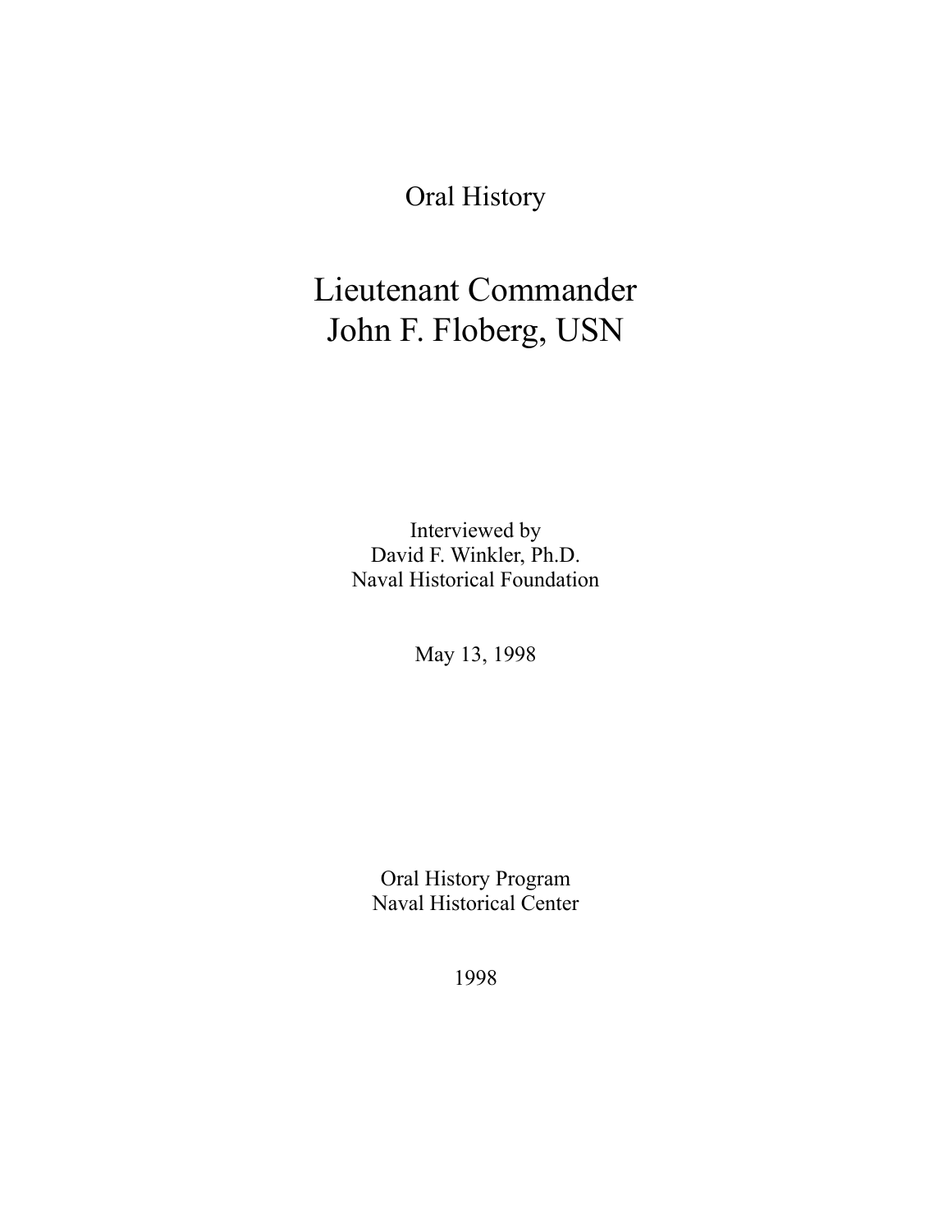Oral History

# Lieutenant Commander John F. Floberg, USN

Interviewed by
David F. Winkler, Ph.D.
Naval Historical Foundation

May 13, 1998

Oral History Program
Naval Historical Center

1998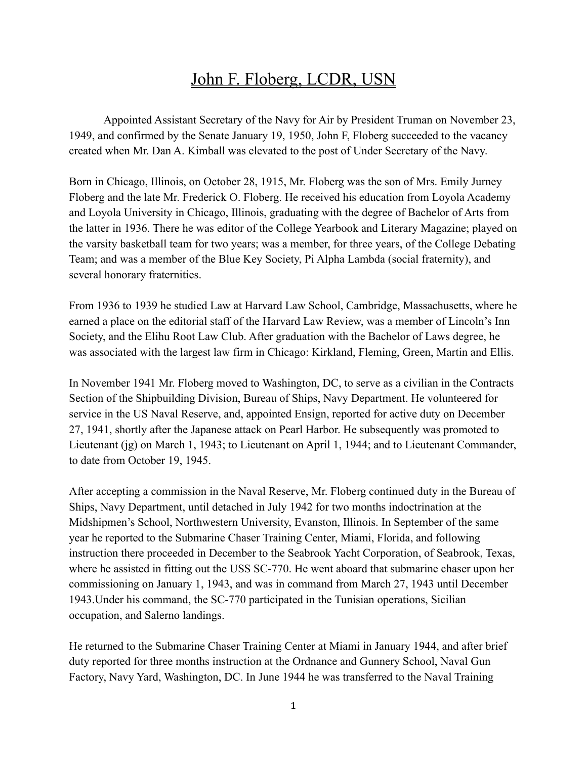# John F. Floberg, LCDR, USN

Appointed Assistant Secretary of the Navy for Air by President Truman on November 23, 1949, and confirmed by the Senate January 19, 1950, John F, Floberg succeeded to the vacancy created when Mr. Dan A. Kimball was elevated to the post of Under Secretary of the Navy.

Born in Chicago, Illinois, on October 28, 1915, Mr. Floberg was the son of Mrs. Emily Jurney Floberg and the late Mr. Frederick O. Floberg. He received his education from Loyola Academy and Loyola University in Chicago, Illinois, graduating with the degree of Bachelor of Arts from the latter in 1936. There he was editor of the College Yearbook and Literary Magazine; played on the varsity basketball team for two years; was a member, for three years, of the College Debating Team; and was a member of the Blue Key Society, Pi Alpha Lambda (social fraternity), and several honorary fraternities.

From 1936 to 1939 he studied Law at Harvard Law School, Cambridge, Massachusetts, where he earned a place on the editorial staff of the Harvard Law Review, was a member of Lincoln's Inn Society, and the Elihu Root Law Club. After graduation with the Bachelor of Laws degree, he was associated with the largest law firm in Chicago: Kirkland, Fleming, Green, Martin and Ellis.

In November 1941 Mr. Floberg moved to Washington, DC, to serve as a civilian in the Contracts Section of the Shipbuilding Division, Bureau of Ships, Navy Department. He volunteered for service in the US Naval Reserve, and, appointed Ensign, reported for active duty on December 27, 1941, shortly after the Japanese attack on Pearl Harbor. He subsequently was promoted to Lieutenant (jg) on March 1, 1943; to Lieutenant on April 1, 1944; and to Lieutenant Commander, to date from October 19, 1945.

After accepting a commission in the Naval Reserve, Mr. Floberg continued duty in the Bureau of Ships, Navy Department, until detached in July 1942 for two months indoctrination at the Midshipmen's School, Northwestern University, Evanston, Illinois. In September of the same year he reported to the Submarine Chaser Training Center, Miami, Florida, and following instruction there proceeded in December to the Seabrook Yacht Corporation, of Seabrook, Texas, where he assisted in fitting out the USS SC-770. He went aboard that submarine chaser upon her commissioning on January 1, 1943, and was in command from March 27, 1943 until December 1943.Under his command, the SC-770 participated in the Tunisian operations, Sicilian occupation, and Salerno landings.

He returned to the Submarine Chaser Training Center at Miami in January 1944, and after brief duty reported for three months instruction at the Ordnance and Gunnery School, Naval Gun Factory, Navy Yard, Washington, DC. In June 1944 he was transferred to the Naval Training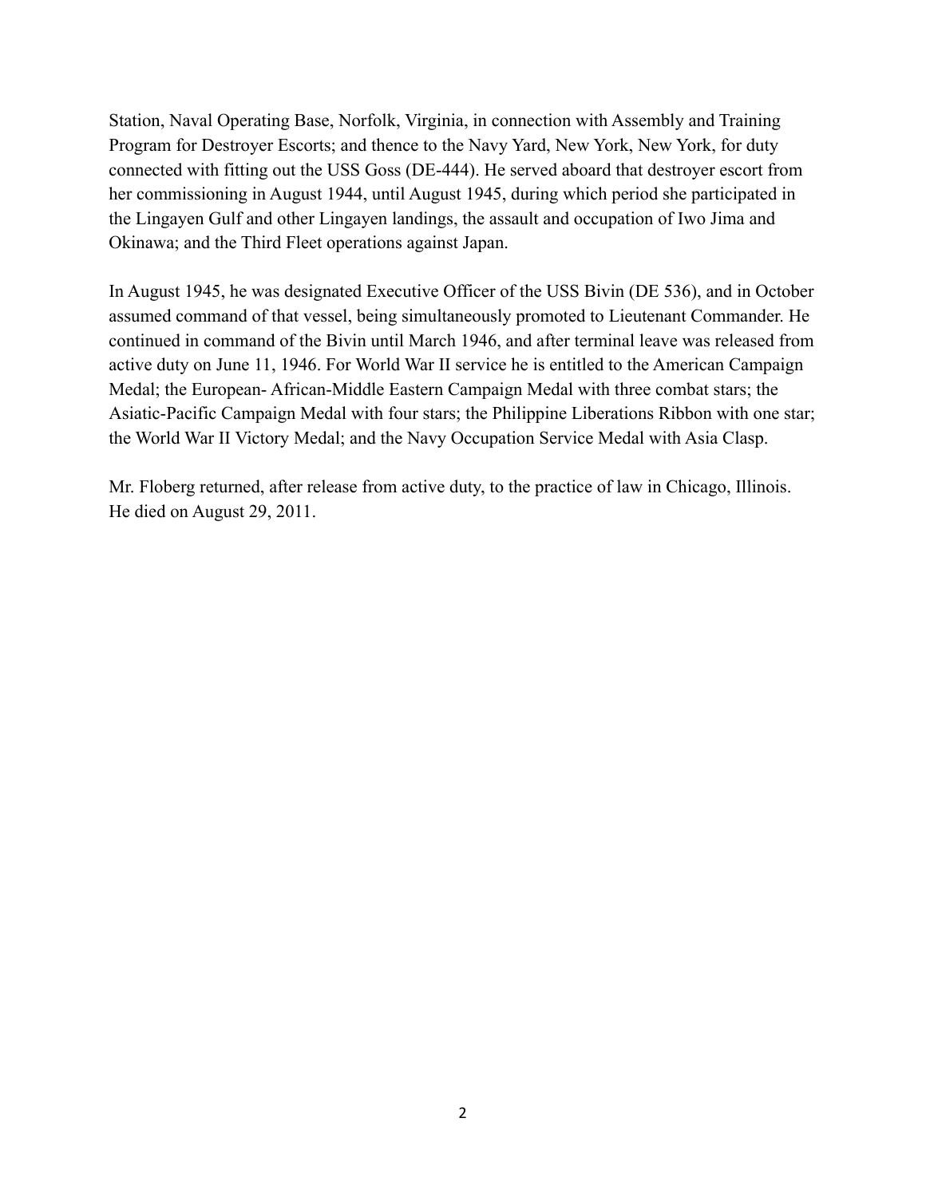Station, Naval Operating Base, Norfolk, Virginia, in connection with Assembly and Training Program for Destroyer Escorts; and thence to the Navy Yard, New York, New York, for duty connected with fitting out the USS Goss (DE-444). He served aboard that destroyer escort from her commissioning in August 1944, until August 1945, during which period she participated in the Lingayen Gulf and other Lingayen landings, the assault and occupation of Iwo Jima and Okinawa; and the Third Fleet operations against Japan.

In August 1945, he was designated Executive Officer of the USS Bivin (DE 536), and in October assumed command of that vessel, being simultaneously promoted to Lieutenant Commander. He continued in command of the Bivin until March 1946, and after terminal leave was released from active duty on June 11, 1946. For World War II service he is entitled to the American Campaign Medal; the European- African-Middle Eastern Campaign Medal with three combat stars; the Asiatic-Pacific Campaign Medal with four stars; the Philippine Liberations Ribbon with one star; the World War II Victory Medal; and the Navy Occupation Service Medal with Asia Clasp.

Mr. Floberg returned, after release from active duty, to the practice of law in Chicago, Illinois. He died on August 29, 2011.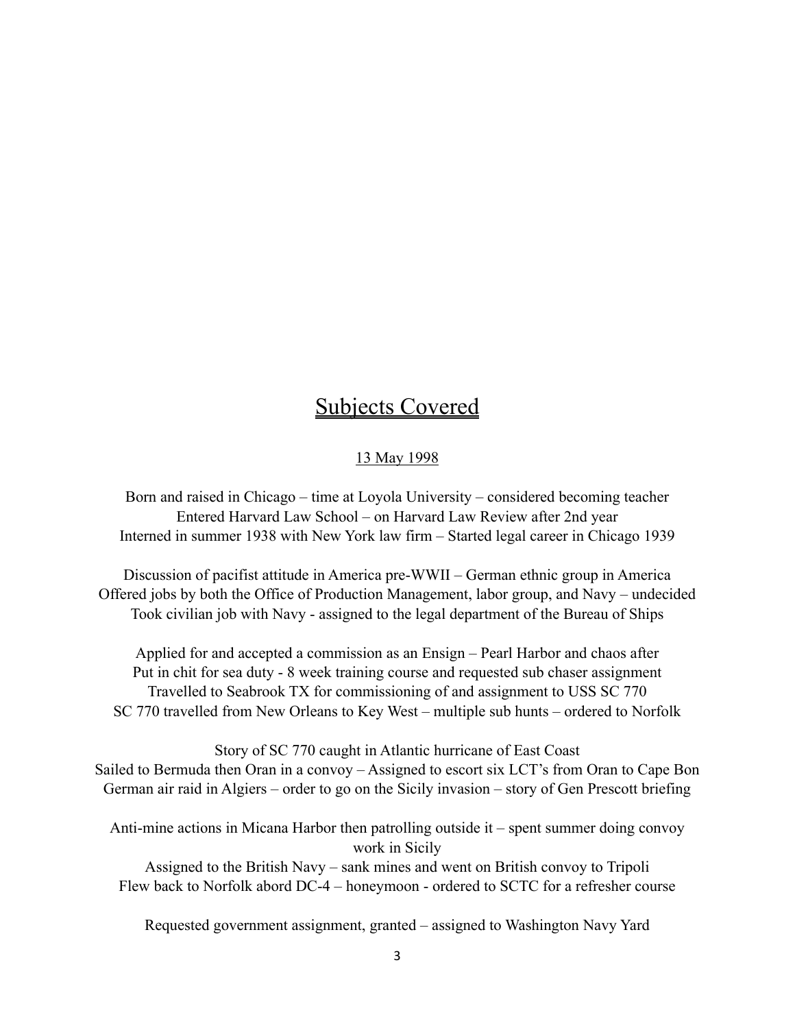# Subjects Covered

13 May 1998

Born and raised in Chicago – time at Loyola University – considered becoming teacher
Entered Harvard Law School – on Harvard Law Review after 2nd year
Interned in summer 1938 with New York law firm – Started legal career in Chicago 1939

Discussion of pacifist attitude in America pre-WWII – German ethnic group in America
Offered jobs by both the Office of Production Management, labor group, and Navy – undecided
Took civilian job with Navy - assigned to the legal department of the Bureau of Ships

Applied for and accepted a commission as an Ensign – Pearl Harbor and chaos after
Put in chit for sea duty - 8 week training course and requested sub chaser assignment
Travelled to Seabrook TX for commissioning of and assignment to USS SC 770
SC 770 travelled from New Orleans to Key West – multiple sub hunts – ordered to Norfolk

Story of SC 770 caught in Atlantic hurricane of East Coast
Sailed to Bermuda then Oran in a convoy – Assigned to escort six LCT's from Oran to Cape Bon
German air raid in Algiers – order to go on the Sicily invasion – story of Gen Prescott briefing

Anti-mine actions in Micana Harbor then patrolling outside it – spent summer doing convoy work in Sicily
Assigned to the British Navy – sank mines and went on British convoy to Tripoli
Flew back to Norfolk abord DC-4 – honeymoon - ordered to SCTC for a refresher course

Requested government assignment, granted – assigned to Washington Navy Yard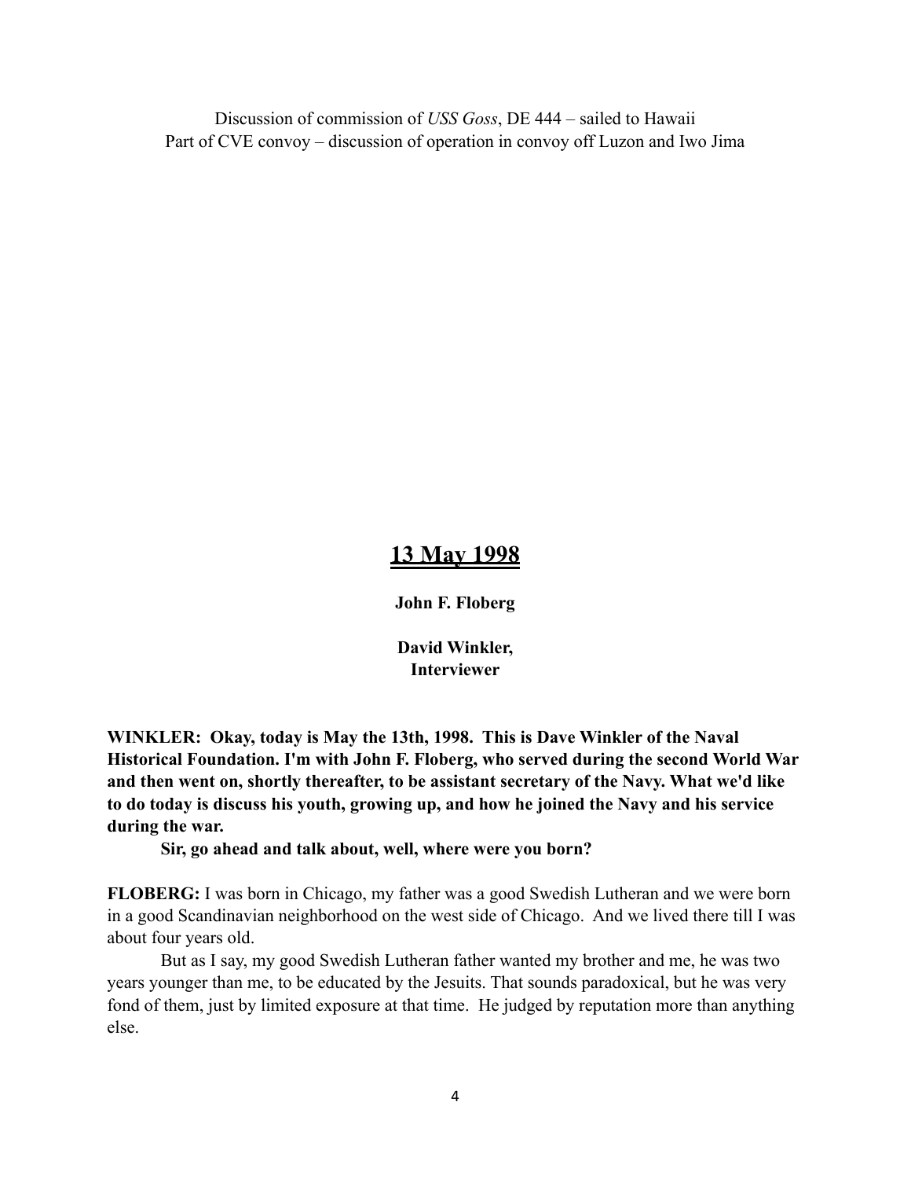Discussion of commission of *USS Goss*, DE 444 – sailed to Hawaii
Part of CVE convoy – discussion of operation in convoy off Luzon and Iwo Jima

## 13 May 1998

**John F. Floberg**

**David Winkler,**
**Interviewer**

**WINKLER: Okay, today is May the 13th, 1998. This is Dave Winkler of the Naval Historical Foundation. I'm with John F. Floberg, who served during the second World War and then went on, shortly thereafter, to be assistant secretary of the Navy. What we'd like to do today is discuss his youth, growing up, and how he joined the Navy and his service during the war.**

**Sir, go ahead and talk about, well, where were you born?**

**FLOBERG:** I was born in Chicago, my father was a good Swedish Lutheran and we were born in a good Scandinavian neighborhood on the west side of Chicago. And we lived there till I was about four years old.

But as I say, my good Swedish Lutheran father wanted my brother and me, he was two years younger than me, to be educated by the Jesuits. That sounds paradoxical, but he was very fond of them, just by limited exposure at that time. He judged by reputation more than anything else.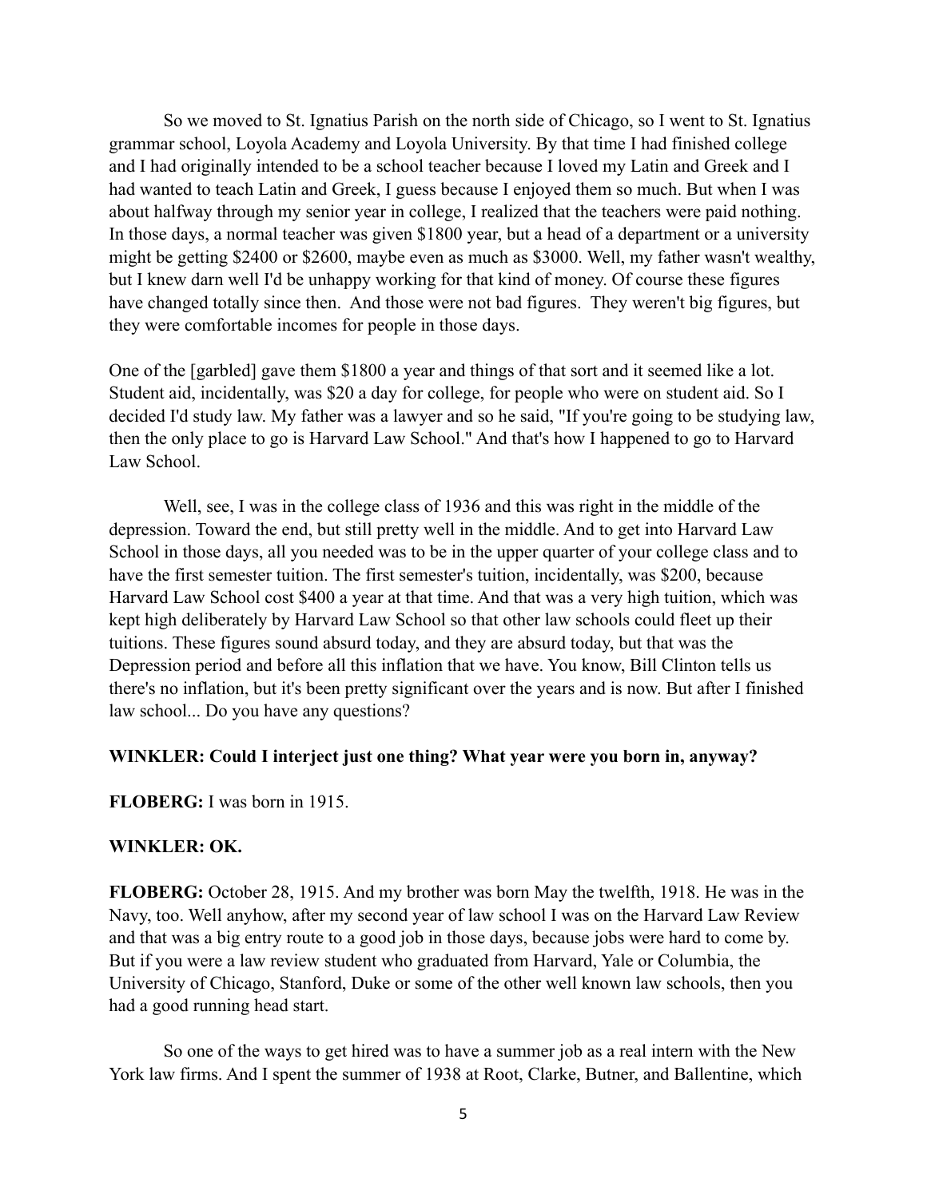So we moved to St. Ignatius Parish on the north side of Chicago, so I went to St. Ignatius grammar school, Loyola Academy and Loyola University. By that time I had finished college and I had originally intended to be a school teacher because I loved my Latin and Greek and I had wanted to teach Latin and Greek, I guess because I enjoyed them so much. But when I was about halfway through my senior year in college, I realized that the teachers were paid nothing. In those days, a normal teacher was given $1800 year, but a head of a department or a university might be getting $2400 or $2600, maybe even as much as $3000. Well, my father wasn't wealthy, but I knew darn well I'd be unhappy working for that kind of money. Of course these figures have changed totally since then. And those were not bad figures. They weren't big figures, but they were comfortable incomes for people in those days.

One of the [garbled] gave them $1800 a year and things of that sort and it seemed like a lot. Student aid, incidentally, was $20 a day for college, for people who were on student aid. So I decided I'd study law. My father was a lawyer and so he said, "If you're going to be studying law, then the only place to go is Harvard Law School." And that's how I happened to go to Harvard Law School.

Well, see, I was in the college class of 1936 and this was right in the middle of the depression. Toward the end, but still pretty well in the middle. And to get into Harvard Law School in those days, all you needed was to be in the upper quarter of your college class and to have the first semester tuition. The first semester's tuition, incidentally, was $200, because Harvard Law School cost $400 a year at that time. And that was a very high tuition, which was kept high deliberately by Harvard Law School so that other law schools could fleet up their tuitions. These figures sound absurd today, and they are absurd today, but that was the Depression period and before all this inflation that we have. You know, Bill Clinton tells us there's no inflation, but it's been pretty significant over the years and is now. But after I finished law school... Do you have any questions?

**WINKLER: Could I interject just one thing? What year were you born in, anyway?**

**FLOBERG:** I was born in 1915.

**WINKLER: OK.**

**FLOBERG:** October 28, 1915. And my brother was born May the twelfth, 1918. He was in the Navy, too. Well anyhow, after my second year of law school I was on the Harvard Law Review and that was a big entry route to a good job in those days, because jobs were hard to come by. But if you were a law review student who graduated from Harvard, Yale or Columbia, the University of Chicago, Stanford, Duke or some of the other well known law schools, then you had a good running head start.

So one of the ways to get hired was to have a summer job as a real intern with the New York law firms. And I spent the summer of 1938 at Root, Clarke, Butner, and Ballentine, which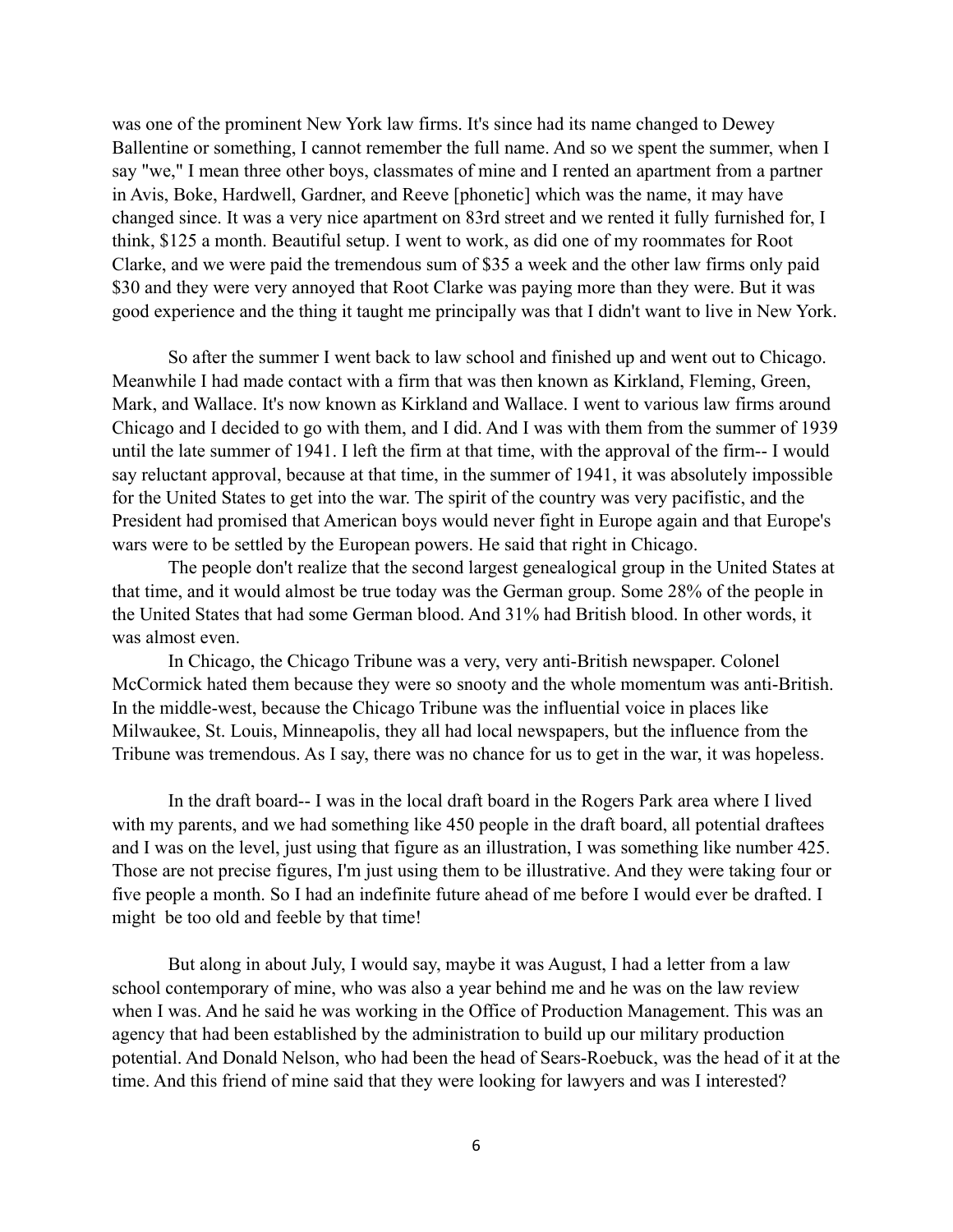was one of the prominent New York law firms. It's since had its name changed to Dewey Ballentine or something, I cannot remember the full name. And so we spent the summer, when I say "we," I mean three other boys, classmates of mine and I rented an apartment from a partner in Avis, Boke, Hardwell, Gardner, and Reeve [phonetic] which was the name, it may have changed since. It was a very nice apartment on 83rd street and we rented it fully furnished for, I think, $125 a month. Beautiful setup. I went to work, as did one of my roommates for Root Clarke, and we were paid the tremendous sum of $35 a week and the other law firms only paid $30 and they were very annoyed that Root Clarke was paying more than they were. But it was good experience and the thing it taught me principally was that I didn't want to live in New York.

So after the summer I went back to law school and finished up and went out to Chicago. Meanwhile I had made contact with a firm that was then known as Kirkland, Fleming, Green, Mark, and Wallace. It's now known as Kirkland and Wallace. I went to various law firms around Chicago and I decided to go with them, and I did. And I was with them from the summer of 1939 until the late summer of 1941. I left the firm at that time, with the approval of the firm-- I would say reluctant approval, because at that time, in the summer of 1941, it was absolutely impossible for the United States to get into the war. The spirit of the country was very pacifistic, and the President had promised that American boys would never fight in Europe again and that Europe's wars were to be settled by the European powers. He said that right in Chicago.

The people don't realize that the second largest genealogical group in the United States at that time, and it would almost be true today was the German group. Some 28% of the people in the United States that had some German blood. And 31% had British blood. In other words, it was almost even.

In Chicago, the Chicago Tribune was a very, very anti-British newspaper. Colonel McCormick hated them because they were so snooty and the whole momentum was anti-British. In the middle-west, because the Chicago Tribune was the influential voice in places like Milwaukee, St. Louis, Minneapolis, they all had local newspapers, but the influence from the Tribune was tremendous. As I say, there was no chance for us to get in the war, it was hopeless.

In the draft board-- I was in the local draft board in the Rogers Park area where I lived with my parents, and we had something like 450 people in the draft board, all potential draftees and I was on the level, just using that figure as an illustration, I was something like number 425. Those are not precise figures, I'm just using them to be illustrative. And they were taking four or five people a month. So I had an indefinite future ahead of me before I would ever be drafted. I might be too old and feeble by that time!

But along in about July, I would say, maybe it was August, I had a letter from a law school contemporary of mine, who was also a year behind me and he was on the law review when I was. And he said he was working in the Office of Production Management. This was an agency that had been established by the administration to build up our military production potential. And Donald Nelson, who had been the head of Sears-Roebuck, was the head of it at the time. And this friend of mine said that they were looking for lawyers and was I interested?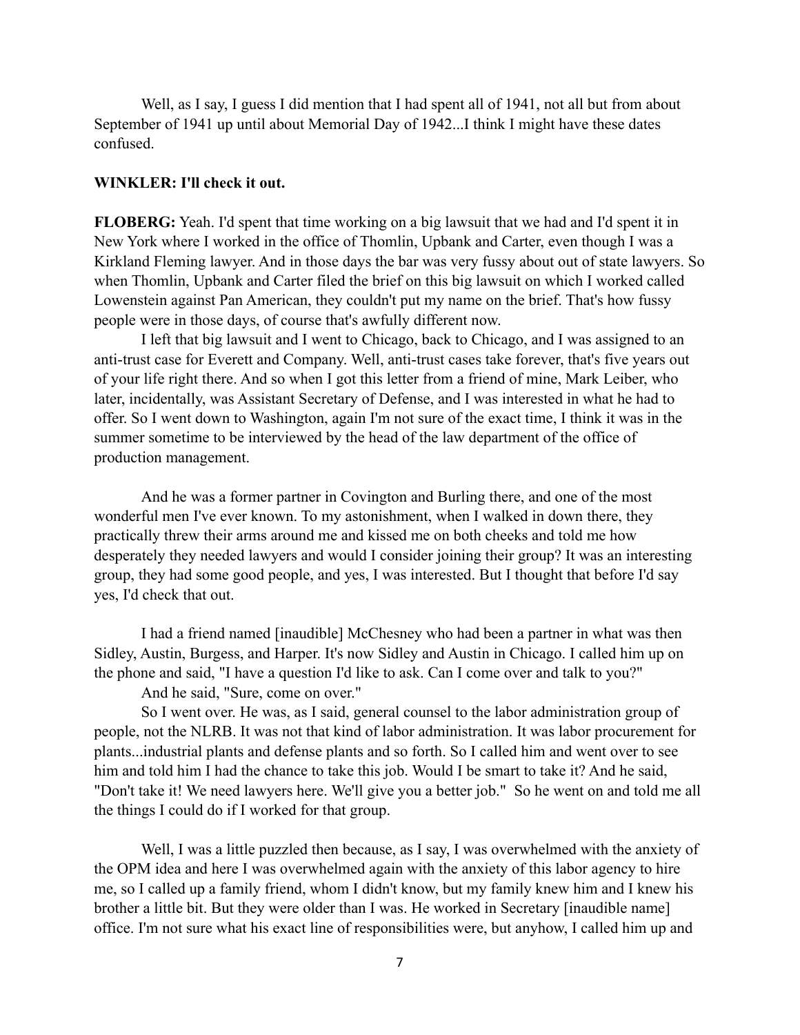Well, as I say, I guess I did mention that I had spent all of 1941, not all but from about September of 1941 up until about Memorial Day of 1942...I think I might have these dates confused.

**WINKLER: I'll check it out.**

**FLOBERG:** Yeah. I'd spent that time working on a big lawsuit that we had and I'd spent it in New York where I worked in the office of Thomlin, Upbank and Carter, even though I was a Kirkland Fleming lawyer. And in those days the bar was very fussy about out of state lawyers. So when Thomlin, Upbank and Carter filed the brief on this big lawsuit on which I worked called Lowenstein against Pan American, they couldn't put my name on the brief. That's how fussy people were in those days, of course that's awfully different now.

I left that big lawsuit and I went to Chicago, back to Chicago, and I was assigned to an anti-trust case for Everett and Company. Well, anti-trust cases take forever, that's five years out of your life right there. And so when I got this letter from a friend of mine, Mark Leiber, who later, incidentally, was Assistant Secretary of Defense, and I was interested in what he had to offer. So I went down to Washington, again I'm not sure of the exact time, I think it was in the summer sometime to be interviewed by the head of the law department of the office of production management.

And he was a former partner in Covington and Burling there, and one of the most wonderful men I've ever known. To my astonishment, when I walked in down there, they practically threw their arms around me and kissed me on both cheeks and told me how desperately they needed lawyers and would I consider joining their group? It was an interesting group, they had some good people, and yes, I was interested. But I thought that before I'd say yes, I'd check that out.

I had a friend named [inaudible] McChesney who had been a partner in what was then Sidley, Austin, Burgess, and Harper. It's now Sidley and Austin in Chicago. I called him up on the phone and said, "I have a question I'd like to ask. Can I come over and talk to you?"

And he said, "Sure, come on over."

So I went over. He was, as I said, general counsel to the labor administration group of people, not the NLRB. It was not that kind of labor administration. It was labor procurement for plants...industrial plants and defense plants and so forth. So I called him and went over to see him and told him I had the chance to take this job. Would I be smart to take it? And he said, "Don't take it! We need lawyers here. We'll give you a better job." So he went on and told me all the things I could do if I worked for that group.

Well, I was a little puzzled then because, as I say, I was overwhelmed with the anxiety of the OPM idea and here I was overwhelmed again with the anxiety of this labor agency to hire me, so I called up a family friend, whom I didn't know, but my family knew him and I knew his brother a little bit. But they were older than I was. He worked in Secretary [inaudible name] office. I'm not sure what his exact line of responsibilities were, but anyhow, I called him up and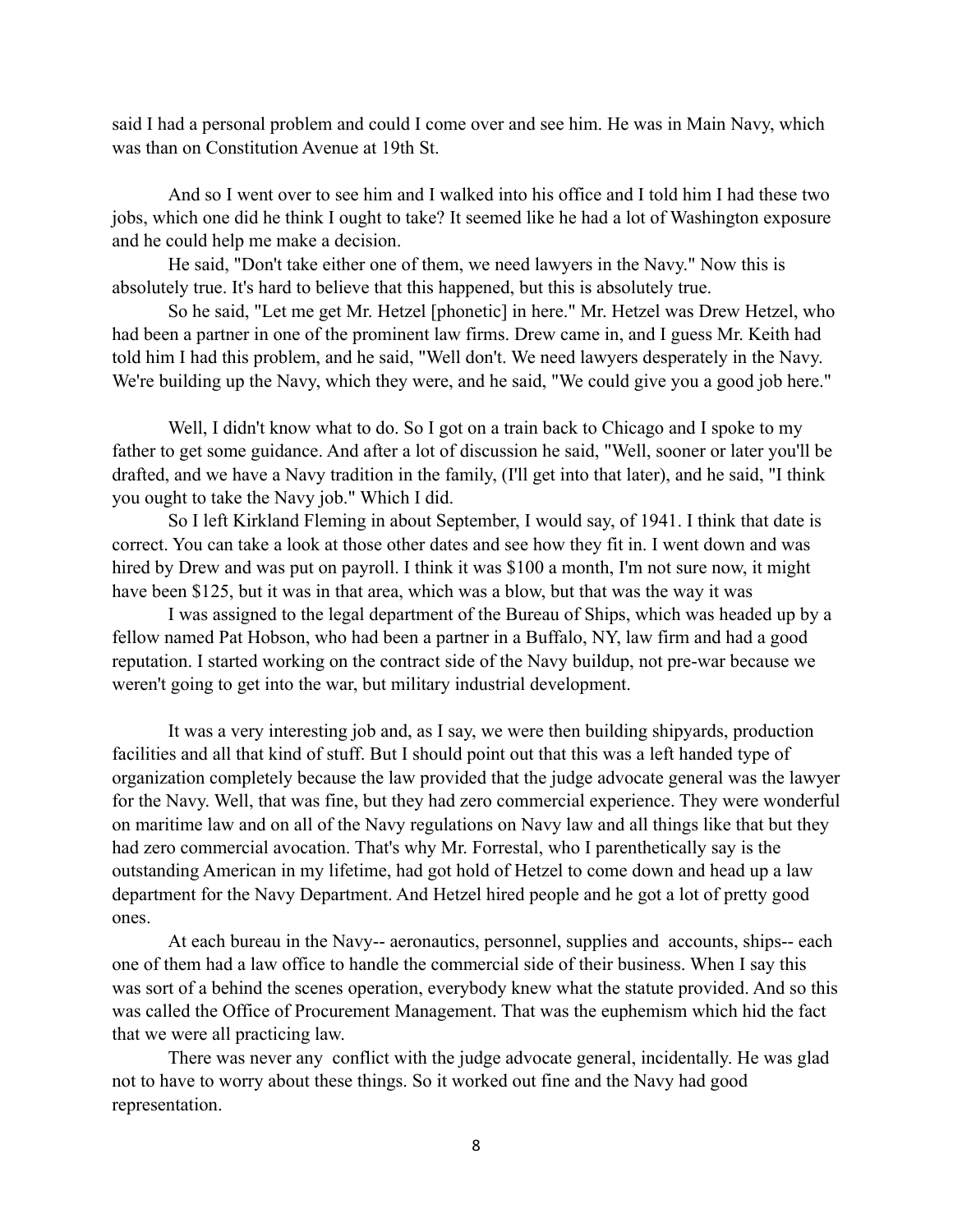said I had a personal problem and could I come over and see him. He was in Main Navy, which was than on Constitution Avenue at 19th St.

And so I went over to see him and I walked into his office and I told him I had these two jobs, which one did he think I ought to take? It seemed like he had a lot of Washington exposure and he could help me make a decision.

He said, "Don't take either one of them, we need lawyers in the Navy." Now this is absolutely true. It's hard to believe that this happened, but this is absolutely true.

So he said, "Let me get Mr. Hetzel [phonetic] in here." Mr. Hetzel was Drew Hetzel, who had been a partner in one of the prominent law firms. Drew came in, and I guess Mr. Keith had told him I had this problem, and he said, "Well don't. We need lawyers desperately in the Navy. We're building up the Navy, which they were, and he said, "We could give you a good job here."

Well, I didn't know what to do. So I got on a train back to Chicago and I spoke to my father to get some guidance. And after a lot of discussion he said, "Well, sooner or later you'll be drafted, and we have a Navy tradition in the family, (I'll get into that later), and he said, "I think you ought to take the Navy job." Which I did.

So I left Kirkland Fleming in about September, I would say, of 1941. I think that date is correct. You can take a look at those other dates and see how they fit in. I went down and was hired by Drew and was put on payroll. I think it was $100 a month, I'm not sure now, it might have been $125, but it was in that area, which was a blow, but that was the way it was

I was assigned to the legal department of the Bureau of Ships, which was headed up by a fellow named Pat Hobson, who had been a partner in a Buffalo, NY, law firm and had a good reputation. I started working on the contract side of the Navy buildup, not pre-war because we weren't going to get into the war, but military industrial development.

It was a very interesting job and, as I say, we were then building shipyards, production facilities and all that kind of stuff. But I should point out that this was a left handed type of organization completely because the law provided that the judge advocate general was the lawyer for the Navy. Well, that was fine, but they had zero commercial experience. They were wonderful on maritime law and on all of the Navy regulations on Navy law and all things like that but they had zero commercial avocation. That's why Mr. Forrestal, who I parenthetically say is the outstanding American in my lifetime, had got hold of Hetzel to come down and head up a law department for the Navy Department. And Hetzel hired people and he got a lot of pretty good ones.

At each bureau in the Navy-- aeronautics, personnel, supplies and accounts, ships-- each one of them had a law office to handle the commercial side of their business. When I say this was sort of a behind the scenes operation, everybody knew what the statute provided. And so this was called the Office of Procurement Management. That was the euphemism which hid the fact that we were all practicing law.

There was never any conflict with the judge advocate general, incidentally. He was glad not to have to worry about these things. So it worked out fine and the Navy had good representation.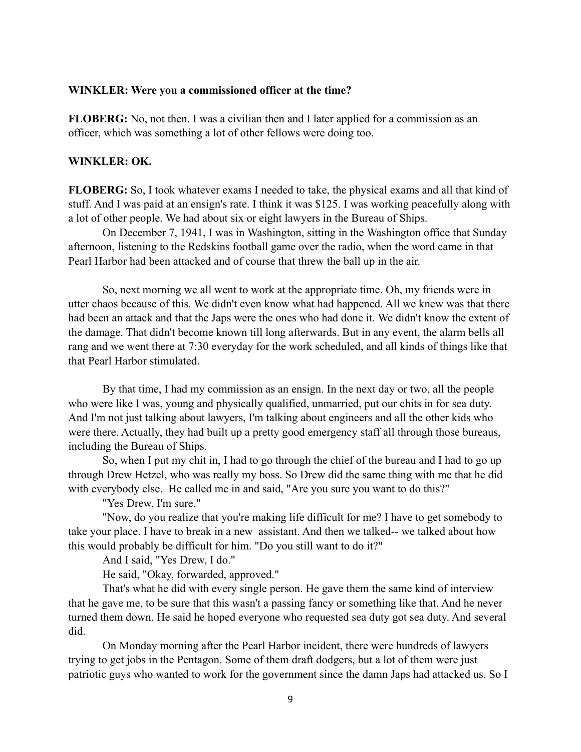**WINKLER: Were you a commissioned officer at the time?**

**FLOBERG:** No, not then. I was a civilian then and I later applied for a commission as an officer, which was something a lot of other fellows were doing too.

**WINKLER: OK.**

**FLOBERG:** So, I took whatever exams I needed to take, the physical exams and all that kind of stuff. And I was paid at an ensign's rate. I think it was $125. I was working peacefully along with a lot of other people. We had about six or eight lawyers in the Bureau of Ships.

On December 7, 1941, I was in Washington, sitting in the Washington office that Sunday afternoon, listening to the Redskins football game over the radio, when the word came in that Pearl Harbor had been attacked and of course that threw the ball up in the air.

So, next morning we all went to work at the appropriate time. Oh, my friends were in utter chaos because of this. We didn't even know what had happened. All we knew was that there had been an attack and that the Japs were the ones who had done it. We didn't know the extent of the damage. That didn't become known till long afterwards. But in any event, the alarm bells all rang and we went there at 7:30 everyday for the work scheduled, and all kinds of things like that that Pearl Harbor stimulated.

By that time, I had my commission as an ensign. In the next day or two, all the people who were like I was, young and physically qualified, unmarried, put our chits in for sea duty. And I'm not just talking about lawyers, I'm talking about engineers and all the other kids who were there. Actually, they had built up a pretty good emergency staff all through those bureaus, including the Bureau of Ships.

So, when I put my chit in, I had to go through the chief of the bureau and I had to go up through Drew Hetzel, who was really my boss. So Drew did the same thing with me that he did with everybody else. He called me in and said, "Are you sure you want to do this?"

"Yes Drew, I'm sure."

"Now, do you realize that you're making life difficult for me? I have to get somebody to take your place. I have to break in a new assistant. And then we talked-- we talked about how this would probably be difficult for him. "Do you still want to do it?"

And I said, "Yes Drew, I do."

He said, "Okay, forwarded, approved."

That's what he did with every single person. He gave them the same kind of interview that he gave me, to be sure that this wasn't a passing fancy or something like that. And he never turned them down. He said he hoped everyone who requested sea duty got sea duty. And several did.

On Monday morning after the Pearl Harbor incident, there were hundreds of lawyers trying to get jobs in the Pentagon. Some of them draft dodgers, but a lot of them were just patriotic guys who wanted to work for the government since the damn Japs had attacked us. So I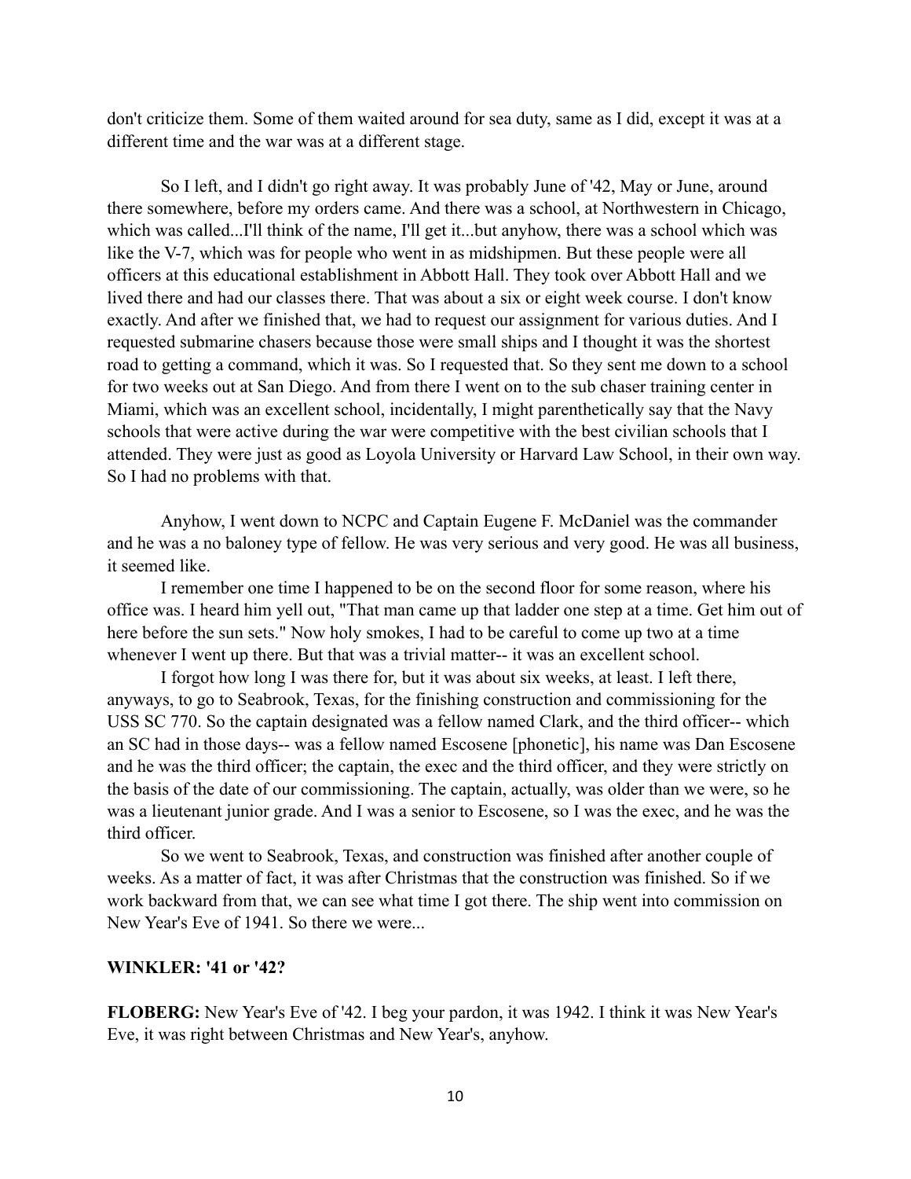don't criticize them. Some of them waited around for sea duty, same as I did, except it was at a different time and the war was at a different stage.

So I left, and I didn't go right away. It was probably June of '42, May or June, around there somewhere, before my orders came. And there was a school, at Northwestern in Chicago, which was called...I'll think of the name, I'll get it...but anyhow, there was a school which was like the V-7, which was for people who went in as midshipmen. But these people were all officers at this educational establishment in Abbott Hall. They took over Abbott Hall and we lived there and had our classes there. That was about a six or eight week course. I don't know exactly. And after we finished that, we had to request our assignment for various duties. And I requested submarine chasers because those were small ships and I thought it was the shortest road to getting a command, which it was. So I requested that. So they sent me down to a school for two weeks out at San Diego. And from there I went on to the sub chaser training center in Miami, which was an excellent school, incidentally, I might parenthetically say that the Navy schools that were active during the war were competitive with the best civilian schools that I attended. They were just as good as Loyola University or Harvard Law School, in their own way. So I had no problems with that.

Anyhow, I went down to NCPC and Captain Eugene F. McDaniel was the commander and he was a no baloney type of fellow. He was very serious and very good. He was all business, it seemed like.

I remember one time I happened to be on the second floor for some reason, where his office was. I heard him yell out, "That man came up that ladder one step at a time. Get him out of here before the sun sets." Now holy smokes, I had to be careful to come up two at a time whenever I went up there. But that was a trivial matter-- it was an excellent school.

I forgot how long I was there for, but it was about six weeks, at least. I left there, anyways, to go to Seabrook, Texas, for the finishing construction and commissioning for the USS SC 770. So the captain designated was a fellow named Clark, and the third officer-- which an SC had in those days-- was a fellow named Escosene [phonetic], his name was Dan Escosene and he was the third officer; the captain, the exec and the third officer, and they were strictly on the basis of the date of our commissioning. The captain, actually, was older than we were, so he was a lieutenant junior grade. And I was a senior to Escosene, so I was the exec, and he was the third officer.

So we went to Seabrook, Texas, and construction was finished after another couple of weeks. As a matter of fact, it was after Christmas that the construction was finished. So if we work backward from that, we can see what time I got there. The ship went into commission on New Year's Eve of 1941. So there we were...

**WINKLER: '41 or '42?**

**FLOBERG:** New Year's Eve of '42. I beg your pardon, it was 1942. I think it was New Year's Eve, it was right between Christmas and New Year's, anyhow.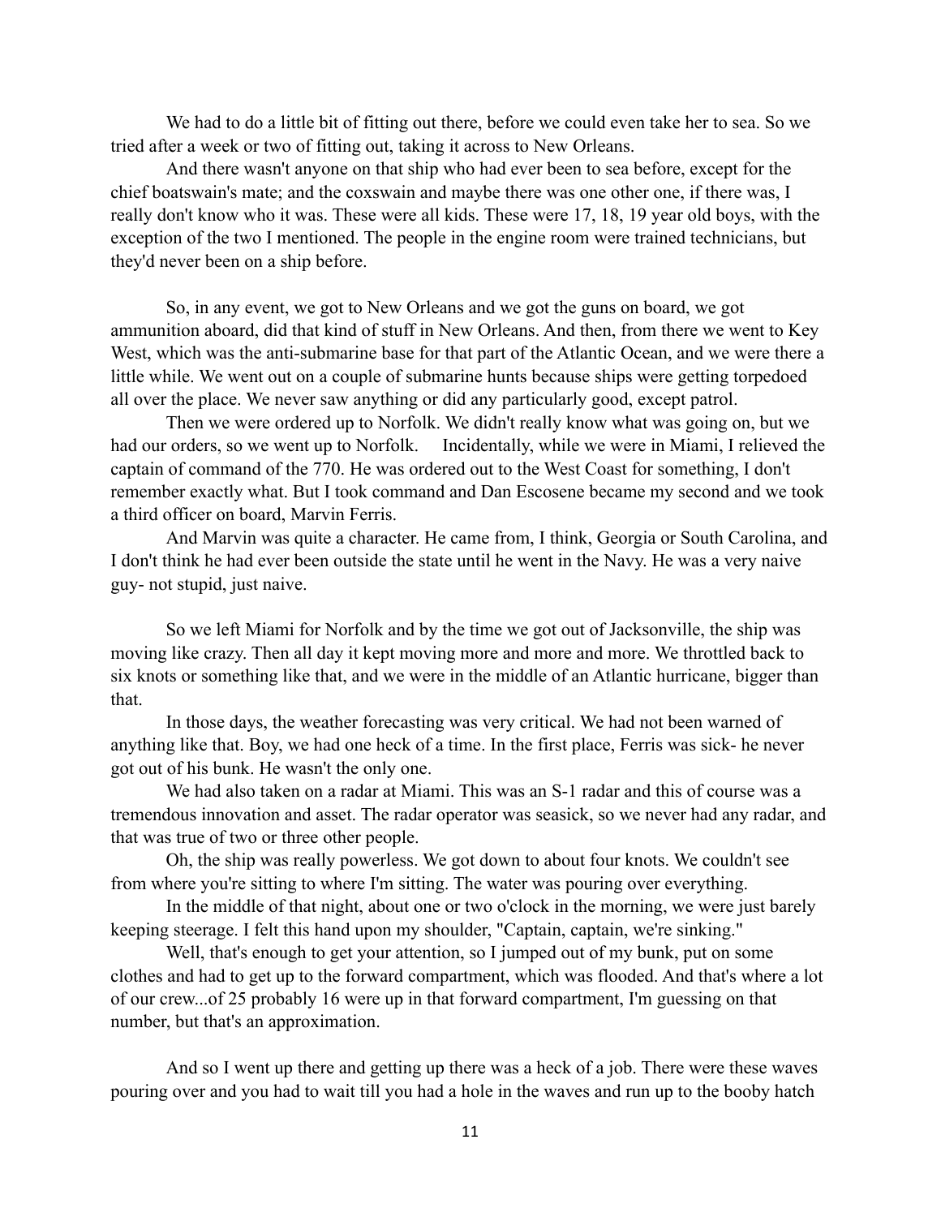We had to do a little bit of fitting out there, before we could even take her to sea. So we tried after a week or two of fitting out, taking it across to New Orleans.

And there wasn't anyone on that ship who had ever been to sea before, except for the chief boatswain's mate; and the coxswain and maybe there was one other one, if there was, I really don't know who it was. These were all kids. These were 17, 18, 19 year old boys, with the exception of the two I mentioned. The people in the engine room were trained technicians, but they'd never been on a ship before.

So, in any event, we got to New Orleans and we got the guns on board, we got ammunition aboard, did that kind of stuff in New Orleans. And then, from there we went to Key West, which was the anti-submarine base for that part of the Atlantic Ocean, and we were there a little while. We went out on a couple of submarine hunts because ships were getting torpedoed all over the place. We never saw anything or did any particularly good, except patrol.

Then we were ordered up to Norfolk. We didn't really know what was going on, but we had our orders, so we went up to Norfolk. Incidentally, while we were in Miami, I relieved the captain of command of the 770. He was ordered out to the West Coast for something, I don't remember exactly what. But I took command and Dan Escosene became my second and we took a third officer on board, Marvin Ferris.

And Marvin was quite a character. He came from, I think, Georgia or South Carolina, and I don't think he had ever been outside the state until he went in the Navy. He was a very naive guy- not stupid, just naive.

So we left Miami for Norfolk and by the time we got out of Jacksonville, the ship was moving like crazy. Then all day it kept moving more and more and more. We throttled back to six knots or something like that, and we were in the middle of an Atlantic hurricane, bigger than that.

In those days, the weather forecasting was very critical. We had not been warned of anything like that. Boy, we had one heck of a time. In the first place, Ferris was sick- he never got out of his bunk. He wasn't the only one.

We had also taken on a radar at Miami. This was an S-1 radar and this of course was a tremendous innovation and asset. The radar operator was seasick, so we never had any radar, and that was true of two or three other people.

Oh, the ship was really powerless. We got down to about four knots. We couldn't see from where you're sitting to where I'm sitting. The water was pouring over everything.

In the middle of that night, about one or two o'clock in the morning, we were just barely keeping steerage. I felt this hand upon my shoulder, "Captain, captain, we're sinking."

Well, that's enough to get your attention, so I jumped out of my bunk, put on some clothes and had to get up to the forward compartment, which was flooded. And that's where a lot of our crew...of 25 probably 16 were up in that forward compartment, I'm guessing on that number, but that's an approximation.

And so I went up there and getting up there was a heck of a job. There were these waves pouring over and you had to wait till you had a hole in the waves and run up to the booby hatch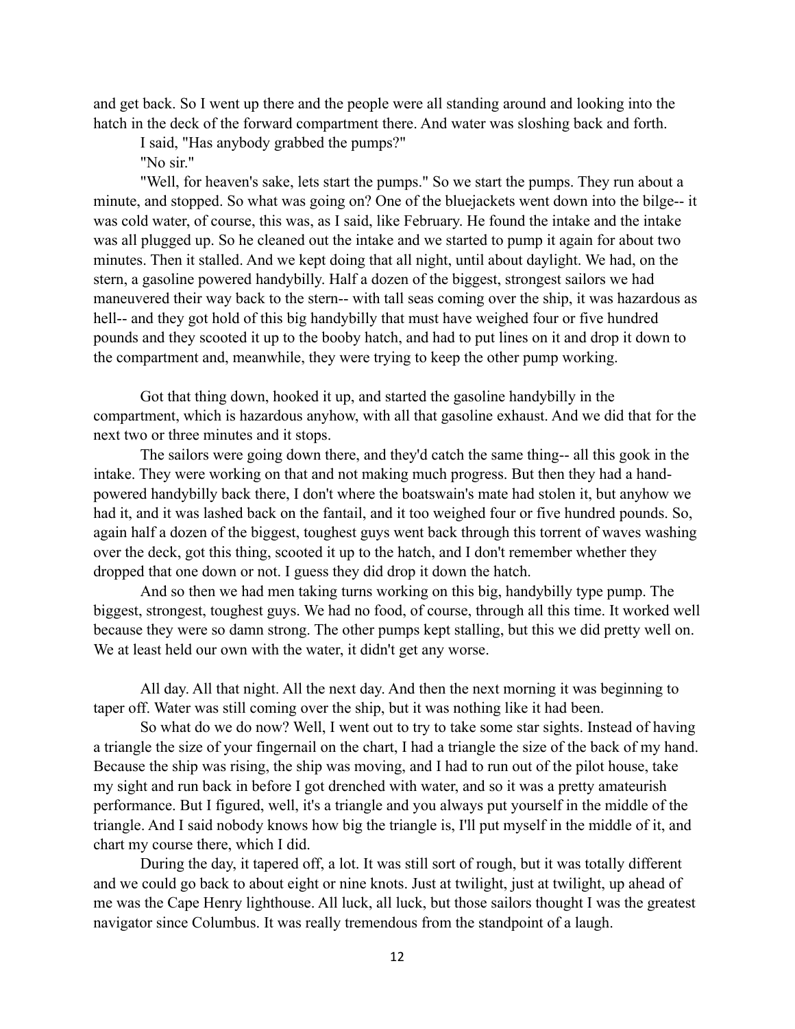and get back. So I went up there and the people were all standing around and looking into the hatch in the deck of the forward compartment there. And water was sloshing back and forth.

I said, "Has anybody grabbed the pumps?"

"No sir."

"Well, for heaven's sake, lets start the pumps." So we start the pumps. They run about a minute, and stopped. So what was going on? One of the bluejackets went down into the bilge-- it was cold water, of course, this was, as I said, like February. He found the intake and the intake was all plugged up. So he cleaned out the intake and we started to pump it again for about two minutes. Then it stalled. And we kept doing that all night, until about daylight. We had, on the stern, a gasoline powered handybilly. Half a dozen of the biggest, strongest sailors we had maneuvered their way back to the stern-- with tall seas coming over the ship, it was hazardous as hell-- and they got hold of this big handybilly that must have weighed four or five hundred pounds and they scooted it up to the booby hatch, and had to put lines on it and drop it down to the compartment and, meanwhile, they were trying to keep the other pump working.

Got that thing down, hooked it up, and started the gasoline handybilly in the compartment, which is hazardous anyhow, with all that gasoline exhaust. And we did that for the next two or three minutes and it stops.

The sailors were going down there, and they'd catch the same thing-- all this gook in the intake. They were working on that and not making much progress. But then they had a hand-powered handybilly back there, I don't where the boatswain's mate had stolen it, but anyhow we had it, and it was lashed back on the fantail, and it too weighed four or five hundred pounds. So, again half a dozen of the biggest, toughest guys went back through this torrent of waves washing over the deck, got this thing, scooted it up to the hatch, and I don't remember whether they dropped that one down or not. I guess they did drop it down the hatch.

And so then we had men taking turns working on this big, handybilly type pump. The biggest, strongest, toughest guys. We had no food, of course, through all this time. It worked well because they were so damn strong. The other pumps kept stalling, but this we did pretty well on. We at least held our own with the water, it didn't get any worse.

All day. All that night. All the next day. And then the next morning it was beginning to taper off. Water was still coming over the ship, but it was nothing like it had been.

So what do we do now? Well, I went out to try to take some star sights. Instead of having a triangle the size of your fingernail on the chart, I had a triangle the size of the back of my hand. Because the ship was rising, the ship was moving, and I had to run out of the pilot house, take my sight and run back in before I got drenched with water, and so it was a pretty amateurish performance. But I figured, well, it's a triangle and you always put yourself in the middle of the triangle. And I said nobody knows how big the triangle is, I'll put myself in the middle of it, and chart my course there, which I did.

During the day, it tapered off, a lot. It was still sort of rough, but it was totally different and we could go back to about eight or nine knots. Just at twilight, just at twilight, up ahead of me was the Cape Henry lighthouse. All luck, all luck, but those sailors thought I was the greatest navigator since Columbus. It was really tremendous from the standpoint of a laugh.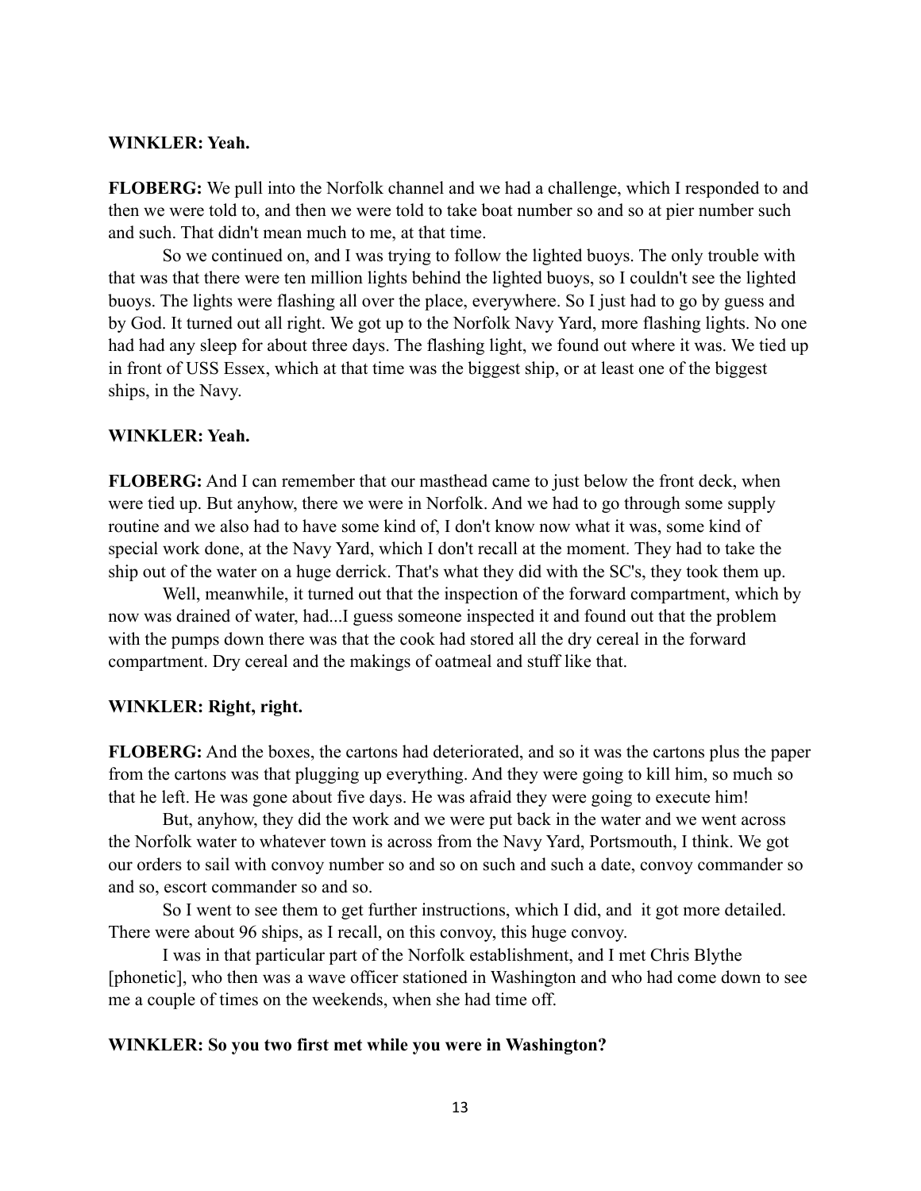**WINKLER: Yeah.**

**FLOBERG:** We pull into the Norfolk channel and we had a challenge, which I responded to and then we were told to, and then we were told to take boat number so and so at pier number such and such. That didn't mean much to me, at that time.

So we continued on, and I was trying to follow the lighted buoys. The only trouble with that was that there were ten million lights behind the lighted buoys, so I couldn't see the lighted buoys. The lights were flashing all over the place, everywhere. So I just had to go by guess and by God. It turned out all right. We got up to the Norfolk Navy Yard, more flashing lights. No one had had any sleep for about three days. The flashing light, we found out where it was. We tied up in front of USS Essex, which at that time was the biggest ship, or at least one of the biggest ships, in the Navy.

**WINKLER: Yeah.**

**FLOBERG:** And I can remember that our masthead came to just below the front deck, when were tied up. But anyhow, there we were in Norfolk. And we had to go through some supply routine and we also had to have some kind of, I don't know now what it was, some kind of special work done, at the Navy Yard, which I don't recall at the moment. They had to take the ship out of the water on a huge derrick. That's what they did with the SC's, they took them up.

Well, meanwhile, it turned out that the inspection of the forward compartment, which by now was drained of water, had...I guess someone inspected it and found out that the problem with the pumps down there was that the cook had stored all the dry cereal in the forward compartment. Dry cereal and the makings of oatmeal and stuff like that.

**WINKLER: Right, right.**

**FLOBERG:** And the boxes, the cartons had deteriorated, and so it was the cartons plus the paper from the cartons was that plugging up everything. And they were going to kill him, so much so that he left. He was gone about five days. He was afraid they were going to execute him!

But, anyhow, they did the work and we were put back in the water and we went across the Norfolk water to whatever town is across from the Navy Yard, Portsmouth, I think. We got our orders to sail with convoy number so and so on such and such a date, convoy commander so and so, escort commander so and so.

So I went to see them to get further instructions, which I did, and it got more detailed. There were about 96 ships, as I recall, on this convoy, this huge convoy.

I was in that particular part of the Norfolk establishment, and I met Chris Blythe [phonetic], who then was a wave officer stationed in Washington and who had come down to see me a couple of times on the weekends, when she had time off.

**WINKLER: So you two first met while you were in Washington?**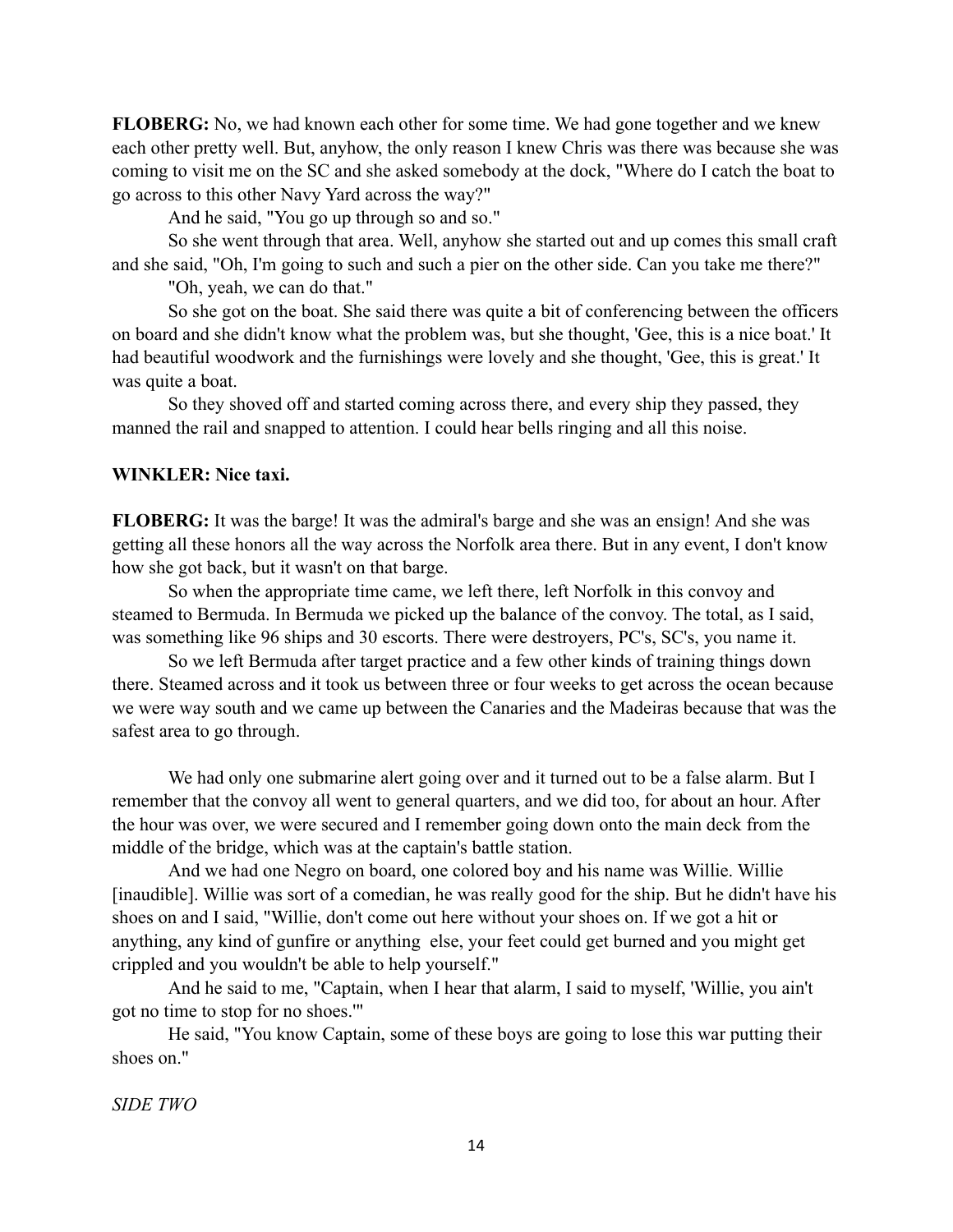**FLOBERG:** No, we had known each other for some time. We had gone together and we knew each other pretty well. But, anyhow, the only reason I knew Chris was there was because she was coming to visit me on the SC and she asked somebody at the dock, "Where do I catch the boat to go across to this other Navy Yard across the way?"

And he said, "You go up through so and so."

So she went through that area. Well, anyhow she started out and up comes this small craft and she said, "Oh, I'm going to such and such a pier on the other side. Can you take me there?"

"Oh, yeah, we can do that."

So she got on the boat. She said there was quite a bit of conferencing between the officers on board and she didn't know what the problem was, but she thought, 'Gee, this is a nice boat.' It had beautiful woodwork and the furnishings were lovely and she thought, 'Gee, this is great.' It was quite a boat.

So they shoved off and started coming across there, and every ship they passed, they manned the rail and snapped to attention. I could hear bells ringing and all this noise.

**WINKLER: Nice taxi.**

**FLOBERG:** It was the barge! It was the admiral's barge and she was an ensign! And she was getting all these honors all the way across the Norfolk area there. But in any event, I don't know how she got back, but it wasn't on that barge.

So when the appropriate time came, we left there, left Norfolk in this convoy and steamed to Bermuda. In Bermuda we picked up the balance of the convoy. The total, as I said, was something like 96 ships and 30 escorts. There were destroyers, PC's, SC's, you name it.

So we left Bermuda after target practice and a few other kinds of training things down there. Steamed across and it took us between three or four weeks to get across the ocean because we were way south and we came up between the Canaries and the Madeiras because that was the safest area to go through.

We had only one submarine alert going over and it turned out to be a false alarm. But I remember that the convoy all went to general quarters, and we did too, for about an hour. After the hour was over, we were secured and I remember going down onto the main deck from the middle of the bridge, which was at the captain's battle station.

And we had one Negro on board, one colored boy and his name was Willie. Willie [inaudible]. Willie was sort of a comedian, he was really good for the ship. But he didn't have his shoes on and I said, "Willie, don't come out here without your shoes on. If we got a hit or anything, any kind of gunfire or anything else, your feet could get burned and you might get crippled and you wouldn't be able to help yourself."

And he said to me, "Captain, when I hear that alarm, I said to myself, 'Willie, you ain't got no time to stop for no shoes.'"

He said, "You know Captain, some of these boys are going to lose this war putting their shoes on."

*SIDE TWO*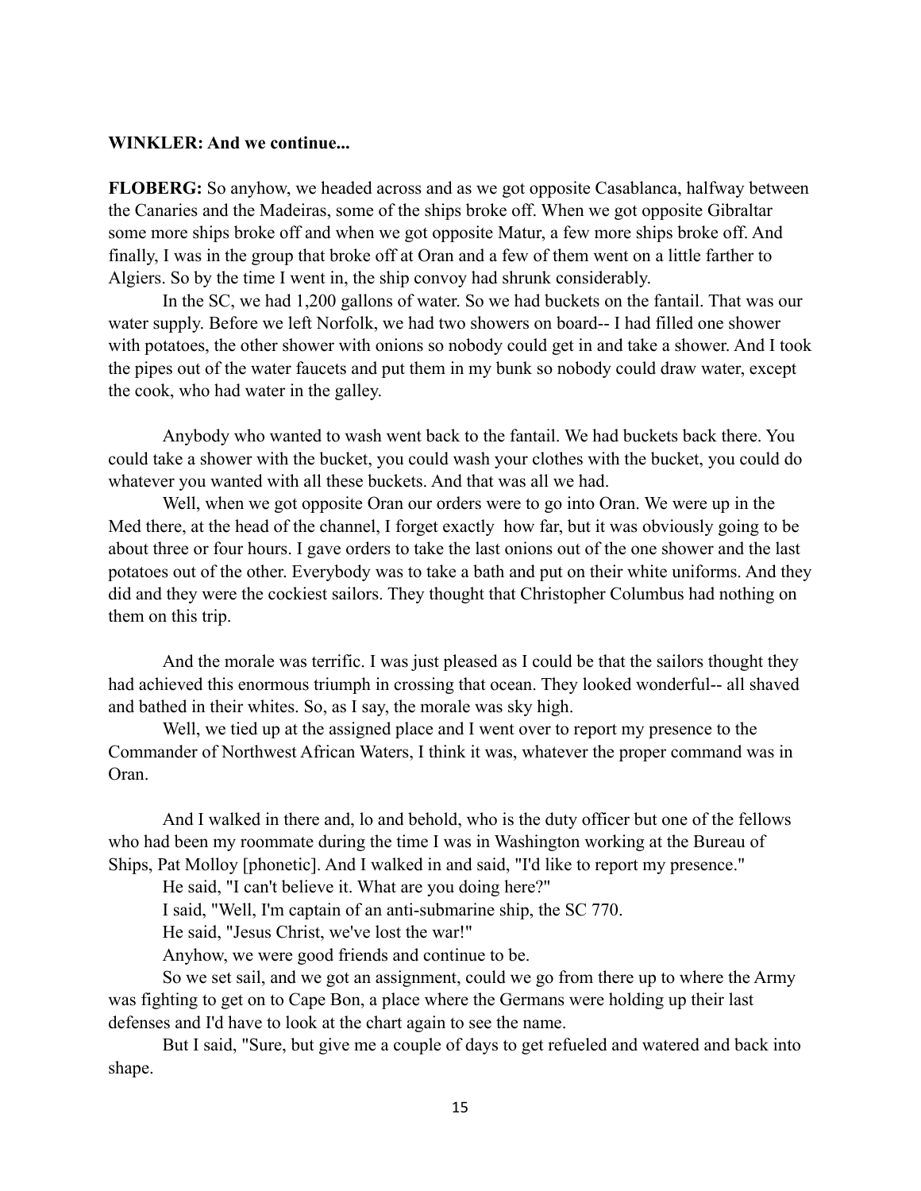**WINKLER: And we continue...**

**FLOBERG:** So anyhow, we headed across and as we got opposite Casablanca, halfway between the Canaries and the Madeiras, some of the ships broke off. When we got opposite Gibraltar some more ships broke off and when we got opposite Matur, a few more ships broke off. And finally, I was in the group that broke off at Oran and a few of them went on a little farther to Algiers. So by the time I went in, the ship convoy had shrunk considerably.

In the SC, we had 1,200 gallons of water. So we had buckets on the fantail. That was our water supply. Before we left Norfolk, we had two showers on board-- I had filled one shower with potatoes, the other shower with onions so nobody could get in and take a shower. And I took the pipes out of the water faucets and put them in my bunk so nobody could draw water, except the cook, who had water in the galley.

Anybody who wanted to wash went back to the fantail. We had buckets back there. You could take a shower with the bucket, you could wash your clothes with the bucket, you could do whatever you wanted with all these buckets. And that was all we had.

Well, when we got opposite Oran our orders were to go into Oran. We were up in the Med there, at the head of the channel, I forget exactly how far, but it was obviously going to be about three or four hours. I gave orders to take the last onions out of the one shower and the last potatoes out of the other. Everybody was to take a bath and put on their white uniforms. And they did and they were the cockiest sailors. They thought that Christopher Columbus had nothing on them on this trip.

And the morale was terrific. I was just pleased as I could be that the sailors thought they had achieved this enormous triumph in crossing that ocean. They looked wonderful-- all shaved and bathed in their whites. So, as I say, the morale was sky high.

Well, we tied up at the assigned place and I went over to report my presence to the Commander of Northwest African Waters, I think it was, whatever the proper command was in Oran.

And I walked in there and, lo and behold, who is the duty officer but one of the fellows who had been my roommate during the time I was in Washington working at the Bureau of Ships, Pat Molloy [phonetic]. And I walked in and said, "I'd like to report my presence."

He said, "I can't believe it. What are you doing here?"

I said, "Well, I'm captain of an anti-submarine ship, the SC 770.

He said, "Jesus Christ, we've lost the war!"

Anyhow, we were good friends and continue to be.

So we set sail, and we got an assignment, could we go from there up to where the Army was fighting to get on to Cape Bon, a place where the Germans were holding up their last defenses and I'd have to look at the chart again to see the name.

But I said, "Sure, but give me a couple of days to get refueled and watered and back into shape.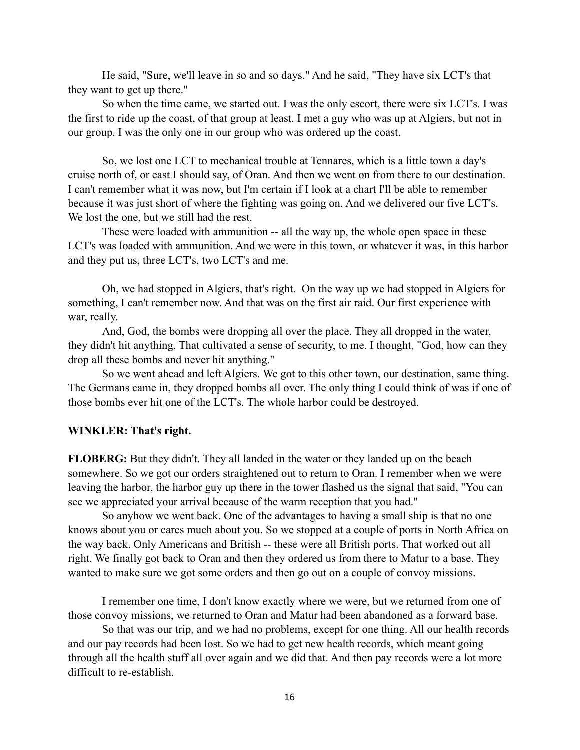He said, "Sure, we'll leave in so and so days." And he said, "They have six LCT's that they want to get up there."

So when the time came, we started out. I was the only escort, there were six LCT's. I was the first to ride up the coast, of that group at least. I met a guy who was up at Algiers, but not in our group. I was the only one in our group who was ordered up the coast.

So, we lost one LCT to mechanical trouble at Tennares, which is a little town a day's cruise north of, or east I should say, of Oran. And then we went on from there to our destination. I can't remember what it was now, but I'm certain if I look at a chart I'll be able to remember because it was just short of where the fighting was going on. And we delivered our five LCT's. We lost the one, but we still had the rest.

These were loaded with ammunition -- all the way up, the whole open space in these LCT's was loaded with ammunition. And we were in this town, or whatever it was, in this harbor and they put us, three LCT's, two LCT's and me.

Oh, we had stopped in Algiers, that's right. On the way up we had stopped in Algiers for something, I can't remember now. And that was on the first air raid. Our first experience with war, really.

And, God, the bombs were dropping all over the place. They all dropped in the water, they didn't hit anything. That cultivated a sense of security, to me. I thought, "God, how can they drop all these bombs and never hit anything."

So we went ahead and left Algiers. We got to this other town, our destination, same thing. The Germans came in, they dropped bombs all over. The only thing I could think of was if one of those bombs ever hit one of the LCT's. The whole harbor could be destroyed.

**WINKLER: That's right.**

**FLOBERG:** But they didn't. They all landed in the water or they landed up on the beach somewhere. So we got our orders straightened out to return to Oran. I remember when we were leaving the harbor, the harbor guy up there in the tower flashed us the signal that said, "You can see we appreciated your arrival because of the warm reception that you had."

So anyhow we went back. One of the advantages to having a small ship is that no one knows about you or cares much about you. So we stopped at a couple of ports in North Africa on the way back. Only Americans and British -- these were all British ports. That worked out all right. We finally got back to Oran and then they ordered us from there to Matur to a base. They wanted to make sure we got some orders and then go out on a couple of convoy missions.

I remember one time, I don't know exactly where we were, but we returned from one of those convoy missions, we returned to Oran and Matur had been abandoned as a forward base.

So that was our trip, and we had no problems, except for one thing. All our health records and our pay records had been lost. So we had to get new health records, which meant going through all the health stuff all over again and we did that. And then pay records were a lot more difficult to re-establish.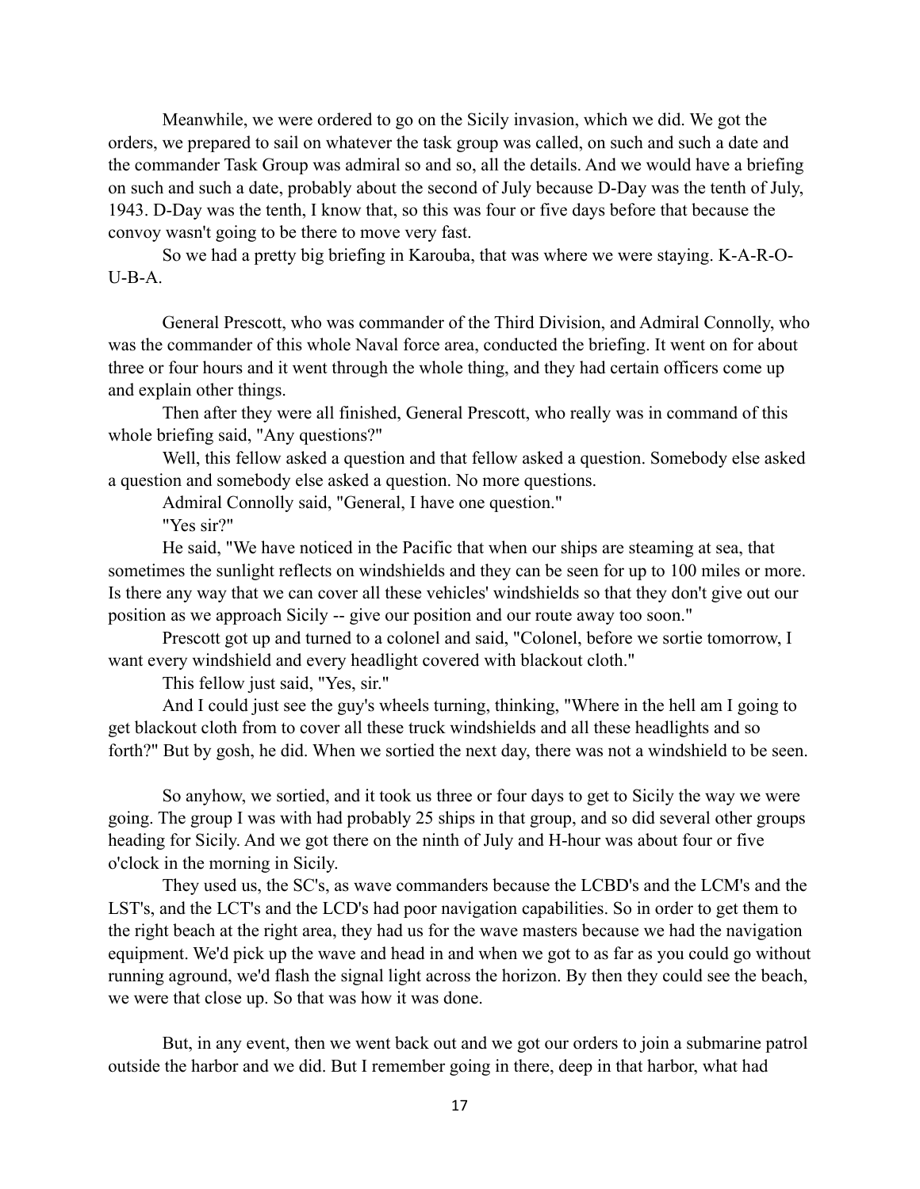Meanwhile, we were ordered to go on the Sicily invasion, which we did. We got the orders, we prepared to sail on whatever the task group was called, on such and such a date and the commander Task Group was admiral so and so, all the details. And we would have a briefing on such and such a date, probably about the second of July because D-Day was the tenth of July, 1943. D-Day was the tenth, I know that, so this was four or five days before that because the convoy wasn't going to be there to move very fast.

So we had a pretty big briefing in Karouba, that was where we were staying. K-A-R-O-U-B-A.

General Prescott, who was commander of the Third Division, and Admiral Connolly, who was the commander of this whole Naval force area, conducted the briefing. It went on for about three or four hours and it went through the whole thing, and they had certain officers come up and explain other things.

Then after they were all finished, General Prescott, who really was in command of this whole briefing said, "Any questions?"

Well, this fellow asked a question and that fellow asked a question. Somebody else asked a question and somebody else asked a question. No more questions.

Admiral Connolly said, "General, I have one question."

"Yes sir?"

He said, "We have noticed in the Pacific that when our ships are steaming at sea, that sometimes the sunlight reflects on windshields and they can be seen for up to 100 miles or more. Is there any way that we can cover all these vehicles' windshields so that they don't give out our position as we approach Sicily -- give our position and our route away too soon."

Prescott got up and turned to a colonel and said, "Colonel, before we sortie tomorrow, I want every windshield and every headlight covered with blackout cloth."

This fellow just said, "Yes, sir."

And I could just see the guy's wheels turning, thinking, "Where in the hell am I going to get blackout cloth from to cover all these truck windshields and all these headlights and so forth?" But by gosh, he did. When we sortied the next day, there was not a windshield to be seen.

So anyhow, we sortied, and it took us three or four days to get to Sicily the way we were going. The group I was with had probably 25 ships in that group, and so did several other groups heading for Sicily. And we got there on the ninth of July and H-hour was about four or five o'clock in the morning in Sicily.

They used us, the SC's, as wave commanders because the LCBD's and the LCM's and the LST's, and the LCT's and the LCD's had poor navigation capabilities. So in order to get them to the right beach at the right area, they had us for the wave masters because we had the navigation equipment. We'd pick up the wave and head in and when we got to as far as you could go without running aground, we'd flash the signal light across the horizon. By then they could see the beach, we were that close up. So that was how it was done.

But, in any event, then we went back out and we got our orders to join a submarine patrol outside the harbor and we did. But I remember going in there, deep in that harbor, what had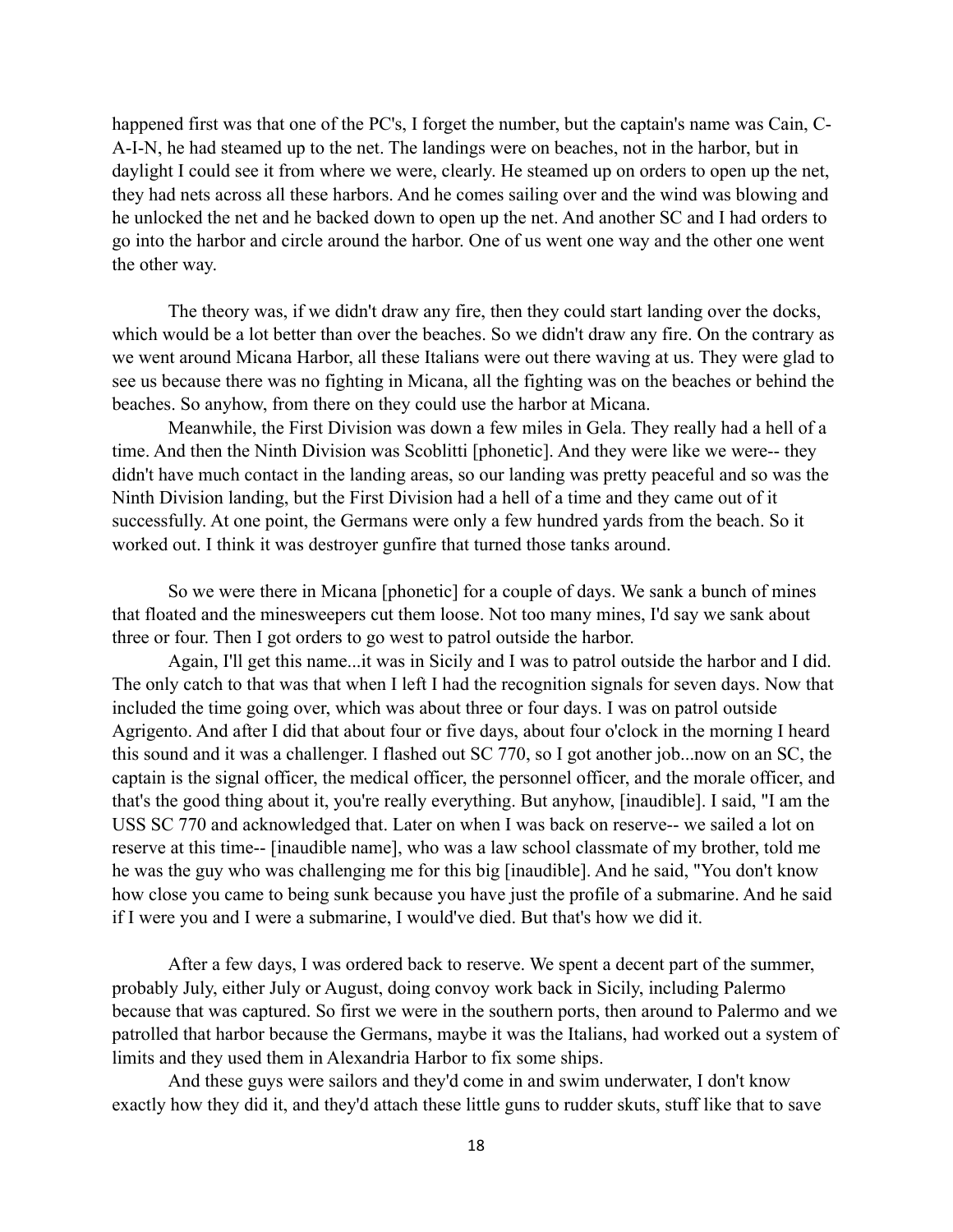happened first was that one of the PC's, I forget the number, but the captain's name was Cain, C-A-I-N, he had steamed up to the net. The landings were on beaches, not in the harbor, but in daylight I could see it from where we were, clearly. He steamed up on orders to open up the net, they had nets across all these harbors. And he comes sailing over and the wind was blowing and he unlocked the net and he backed down to open up the net. And another SC and I had orders to go into the harbor and circle around the harbor. One of us went one way and the other one went the other way.

The theory was, if we didn't draw any fire, then they could start landing over the docks, which would be a lot better than over the beaches. So we didn't draw any fire. On the contrary as we went around Micana Harbor, all these Italians were out there waving at us. They were glad to see us because there was no fighting in Micana, all the fighting was on the beaches or behind the beaches. So anyhow, from there on they could use the harbor at Micana.

Meanwhile, the First Division was down a few miles in Gela. They really had a hell of a time. And then the Ninth Division was Scoblitti [phonetic]. And they were like we were-- they didn't have much contact in the landing areas, so our landing was pretty peaceful and so was the Ninth Division landing, but the First Division had a hell of a time and they came out of it successfully. At one point, the Germans were only a few hundred yards from the beach. So it worked out. I think it was destroyer gunfire that turned those tanks around.

So we were there in Micana [phonetic] for a couple of days. We sank a bunch of mines that floated and the minesweepers cut them loose. Not too many mines, I'd say we sank about three or four. Then I got orders to go west to patrol outside the harbor.

Again, I'll get this name...it was in Sicily and I was to patrol outside the harbor and I did. The only catch to that was that when I left I had the recognition signals for seven days. Now that included the time going over, which was about three or four days. I was on patrol outside Agrigento. And after I did that about four or five days, about four o'clock in the morning I heard this sound and it was a challenger. I flashed out SC 770, so I got another job...now on an SC, the captain is the signal officer, the medical officer, the personnel officer, and the morale officer, and that's the good thing about it, you're really everything. But anyhow, [inaudible]. I said, "I am the USS SC 770 and acknowledged that. Later on when I was back on reserve-- we sailed a lot on reserve at this time-- [inaudible name], who was a law school classmate of my brother, told me he was the guy who was challenging me for this big [inaudible]. And he said, "You don't know how close you came to being sunk because you have just the profile of a submarine. And he said if I were you and I were a submarine, I would've died. But that's how we did it.

After a few days, I was ordered back to reserve. We spent a decent part of the summer, probably July, either July or August, doing convoy work back in Sicily, including Palermo because that was captured. So first we were in the southern ports, then around to Palermo and we patrolled that harbor because the Germans, maybe it was the Italians, had worked out a system of limits and they used them in Alexandria Harbor to fix some ships.

And these guys were sailors and they'd come in and swim underwater, I don't know exactly how they did it, and they'd attach these little guns to rudder skuts, stuff like that to save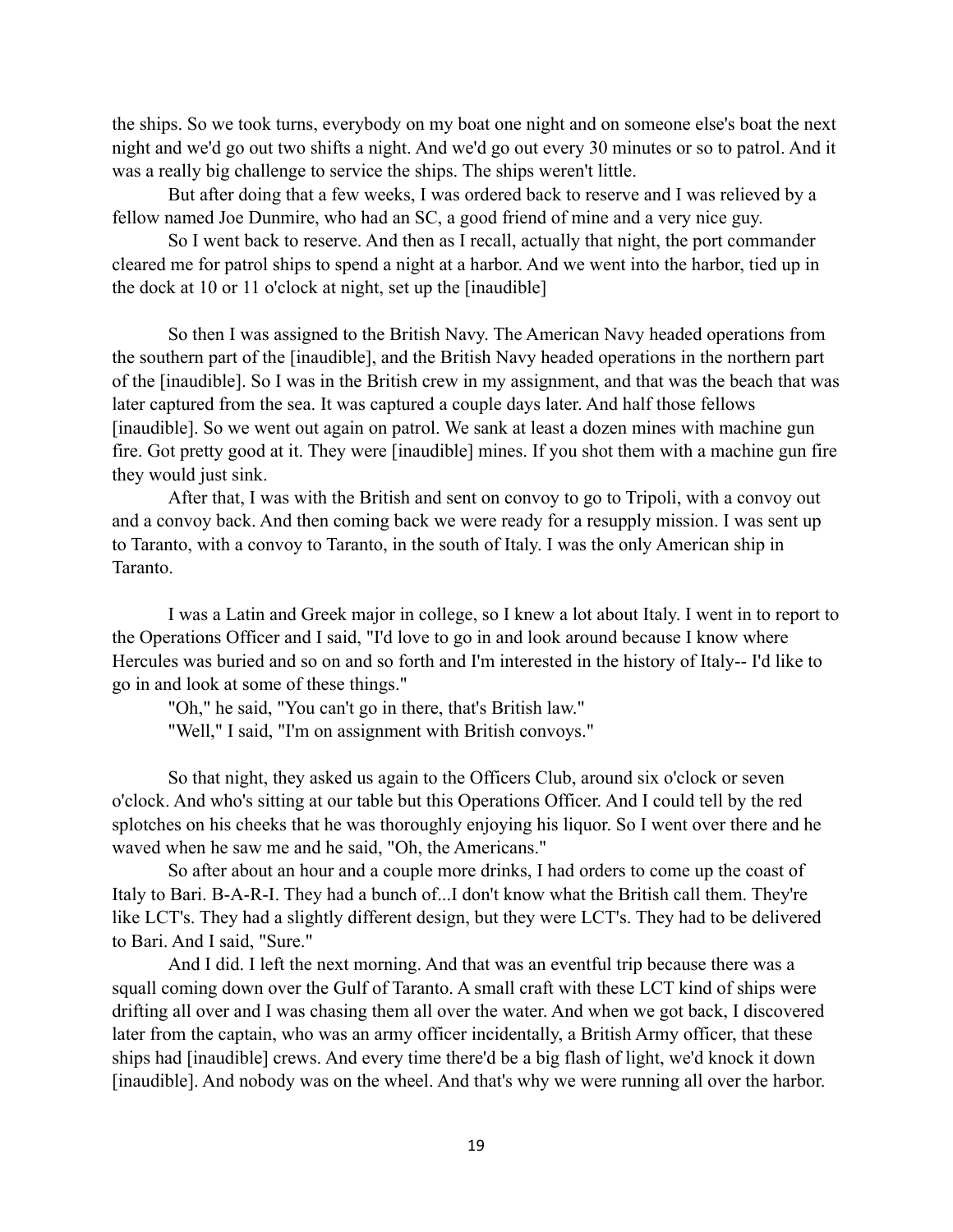the ships. So we took turns, everybody on my boat one night and on someone else's boat the next night and we'd go out two shifts a night. And we'd go out every 30 minutes or so to patrol. And it was a really big challenge to service the ships. The ships weren't little.

But after doing that a few weeks, I was ordered back to reserve and I was relieved by a fellow named Joe Dunmire, who had an SC, a good friend of mine and a very nice guy.

So I went back to reserve. And then as I recall, actually that night, the port commander cleared me for patrol ships to spend a night at a harbor. And we went into the harbor, tied up in the dock at 10 or 11 o'clock at night, set up the [inaudible]

So then I was assigned to the British Navy. The American Navy headed operations from the southern part of the [inaudible], and the British Navy headed operations in the northern part of the [inaudible]. So I was in the British crew in my assignment, and that was the beach that was later captured from the sea. It was captured a couple days later. And half those fellows [inaudible]. So we went out again on patrol. We sank at least a dozen mines with machine gun fire. Got pretty good at it. They were [inaudible] mines. If you shot them with a machine gun fire they would just sink.

After that, I was with the British and sent on convoy to go to Tripoli, with a convoy out and a convoy back. And then coming back we were ready for a resupply mission. I was sent up to Taranto, with a convoy to Taranto, in the south of Italy. I was the only American ship in Taranto.

I was a Latin and Greek major in college, so I knew a lot about Italy. I went in to report to the Operations Officer and I said, "I'd love to go in and look around because I know where Hercules was buried and so on and so forth and I'm interested in the history of Italy-- I'd like to go in and look at some of these things."

"Oh," he said, "You can't go in there, that's British law."

"Well," I said, "I'm on assignment with British convoys."

So that night, they asked us again to the Officers Club, around six o'clock or seven o'clock. And who's sitting at our table but this Operations Officer. And I could tell by the red splotches on his cheeks that he was thoroughly enjoying his liquor. So I went over there and he waved when he saw me and he said, "Oh, the Americans."

So after about an hour and a couple more drinks, I had orders to come up the coast of Italy to Bari. B-A-R-I. They had a bunch of...I don't know what the British call them. They're like LCT's. They had a slightly different design, but they were LCT's. They had to be delivered to Bari. And I said, "Sure."

And I did. I left the next morning. And that was an eventful trip because there was a squall coming down over the Gulf of Taranto. A small craft with these LCT kind of ships were drifting all over and I was chasing them all over the water. And when we got back, I discovered later from the captain, who was an army officer incidentally, a British Army officer, that these ships had [inaudible] crews. And every time there'd be a big flash of light, we'd knock it down [inaudible]. And nobody was on the wheel. And that's why we were running all over the harbor.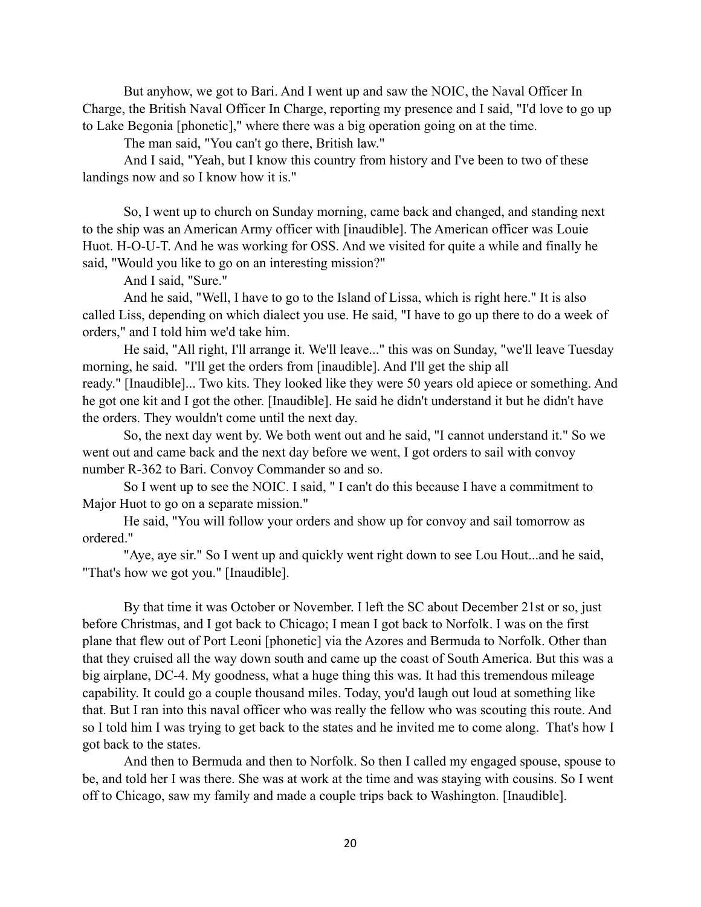But anyhow, we got to Bari. And I went up and saw the NOIC, the Naval Officer In Charge, the British Naval Officer In Charge, reporting my presence and I said, "I'd love to go up to Lake Begonia [phonetic]," where there was a big operation going on at the time.

The man said, "You can't go there, British law."

And I said, "Yeah, but I know this country from history and I've been to two of these landings now and so I know how it is."

So, I went up to church on Sunday morning, came back and changed, and standing next to the ship was an American Army officer with [inaudible]. The American officer was Louie Huot. H-O-U-T. And he was working for OSS. And we visited for quite a while and finally he said, "Would you like to go on an interesting mission?"

And I said, "Sure."

And he said, "Well, I have to go to the Island of Lissa, which is right here." It is also called Liss, depending on which dialect you use. He said, "I have to go up there to do a week of orders," and I told him we'd take him.

He said, "All right, I'll arrange it. We'll leave..." this was on Sunday, "we'll leave Tuesday morning, he said. "I'll get the orders from [inaudible]. And I'll get the ship all ready." [Inaudible]... Two kits. They looked like they were 50 years old apiece or something. And he got one kit and I got the other. [Inaudible]. He said he didn't understand it but he didn't have the orders. They wouldn't come until the next day.

So, the next day went by. We both went out and he said, "I cannot understand it." So we went out and came back and the next day before we went, I got orders to sail with convoy number R-362 to Bari. Convoy Commander so and so.

So I went up to see the NOIC. I said, " I can't do this because I have a commitment to Major Huot to go on a separate mission."

He said, "You will follow your orders and show up for convoy and sail tomorrow as ordered."

"Aye, aye sir." So I went up and quickly went right down to see Lou Hout...and he said, "That's how we got you." [Inaudible].

By that time it was October or November. I left the SC about December 21st or so, just before Christmas, and I got back to Chicago; I mean I got back to Norfolk. I was on the first plane that flew out of Port Leoni [phonetic] via the Azores and Bermuda to Norfolk. Other than that they cruised all the way down south and came up the coast of South America. But this was a big airplane, DC-4. My goodness, what a huge thing this was. It had this tremendous mileage capability. It could go a couple thousand miles. Today, you'd laugh out loud at something like that. But I ran into this naval officer who was really the fellow who was scouting this route. And so I told him I was trying to get back to the states and he invited me to come along. That's how I got back to the states.

And then to Bermuda and then to Norfolk. So then I called my engaged spouse, spouse to be, and told her I was there. She was at work at the time and was staying with cousins. So I went off to Chicago, saw my family and made a couple trips back to Washington. [Inaudible].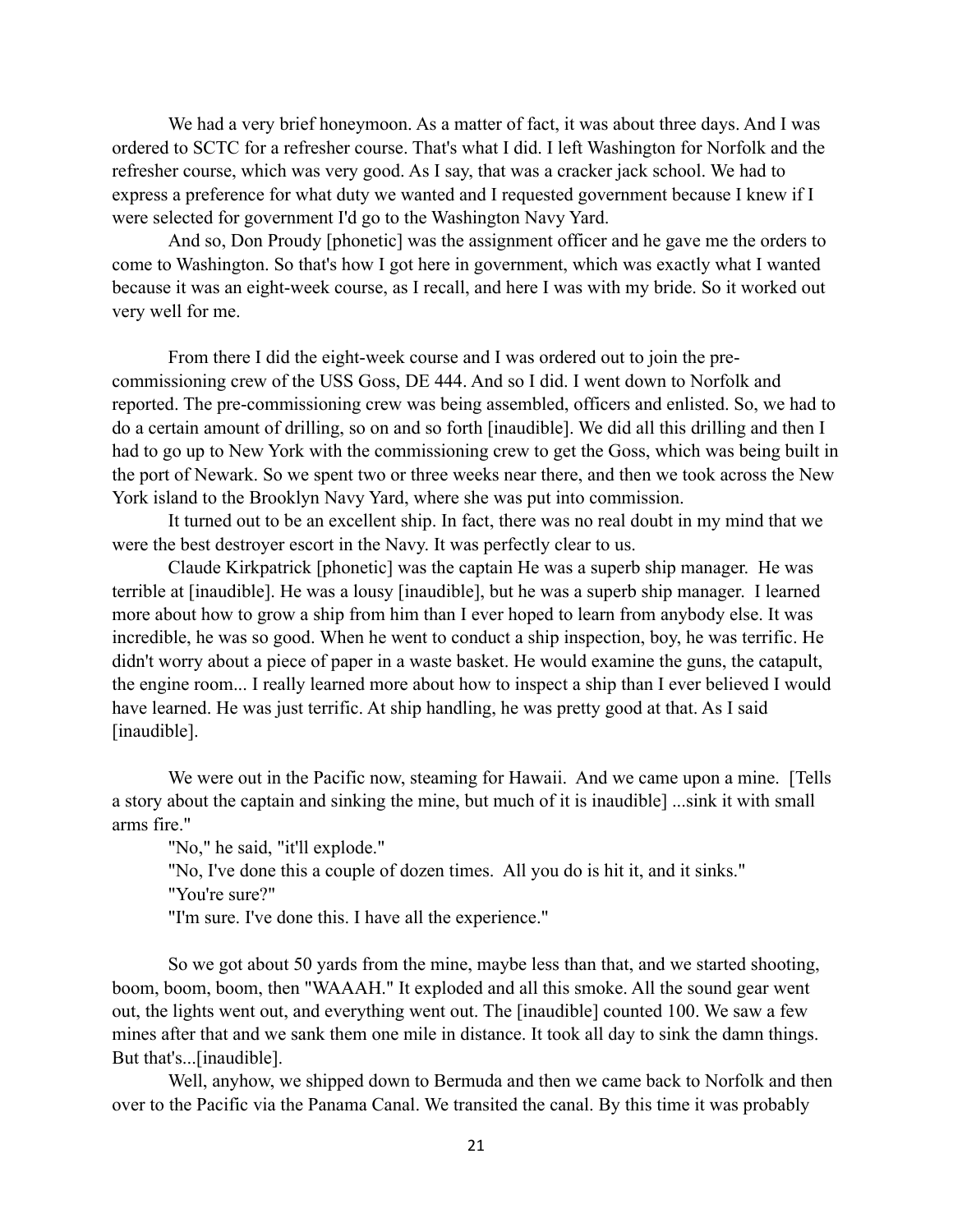We had a very brief honeymoon. As a matter of fact, it was about three days. And I was ordered to SCTC for a refresher course. That's what I did. I left Washington for Norfolk and the refresher course, which was very good. As I say, that was a cracker jack school. We had to express a preference for what duty we wanted and I requested government because I knew if I were selected for government I'd go to the Washington Navy Yard.

And so, Don Proudy [phonetic] was the assignment officer and he gave me the orders to come to Washington. So that's how I got here in government, which was exactly what I wanted because it was an eight-week course, as I recall, and here I was with my bride. So it worked out very well for me.

From there I did the eight-week course and I was ordered out to join the pre-commissioning crew of the USS Goss, DE 444. And so I did. I went down to Norfolk and reported. The pre-commissioning crew was being assembled, officers and enlisted. So, we had to do a certain amount of drilling, so on and so forth [inaudible]. We did all this drilling and then I had to go up to New York with the commissioning crew to get the Goss, which was being built in the port of Newark. So we spent two or three weeks near there, and then we took across the New York island to the Brooklyn Navy Yard, where she was put into commission.

It turned out to be an excellent ship. In fact, there was no real doubt in my mind that we were the best destroyer escort in the Navy. It was perfectly clear to us.

Claude Kirkpatrick [phonetic] was the captain He was a superb ship manager. He was terrible at [inaudible]. He was a lousy [inaudible], but he was a superb ship manager. I learned more about how to grow a ship from him than I ever hoped to learn from anybody else. It was incredible, he was so good. When he went to conduct a ship inspection, boy, he was terrific. He didn't worry about a piece of paper in a waste basket. He would examine the guns, the catapult, the engine room... I really learned more about how to inspect a ship than I ever believed I would have learned. He was just terrific. At ship handling, he was pretty good at that. As I said [inaudible].

We were out in the Pacific now, steaming for Hawaii. And we came upon a mine. [Tells a story about the captain and sinking the mine, but much of it is inaudible] ...sink it with small arms fire."

"No," he said, "it'll explode."

"No, I've done this a couple of dozen times. All you do is hit it, and it sinks."

"You're sure?"

"I'm sure. I've done this. I have all the experience."

So we got about 50 yards from the mine, maybe less than that, and we started shooting, boom, boom, boom, then "WAAAH." It exploded and all this smoke. All the sound gear went out, the lights went out, and everything went out. The [inaudible] counted 100. We saw a few mines after that and we sank them one mile in distance. It took all day to sink the damn things. But that's...[inaudible].

Well, anyhow, we shipped down to Bermuda and then we came back to Norfolk and then over to the Pacific via the Panama Canal. We transited the canal. By this time it was probably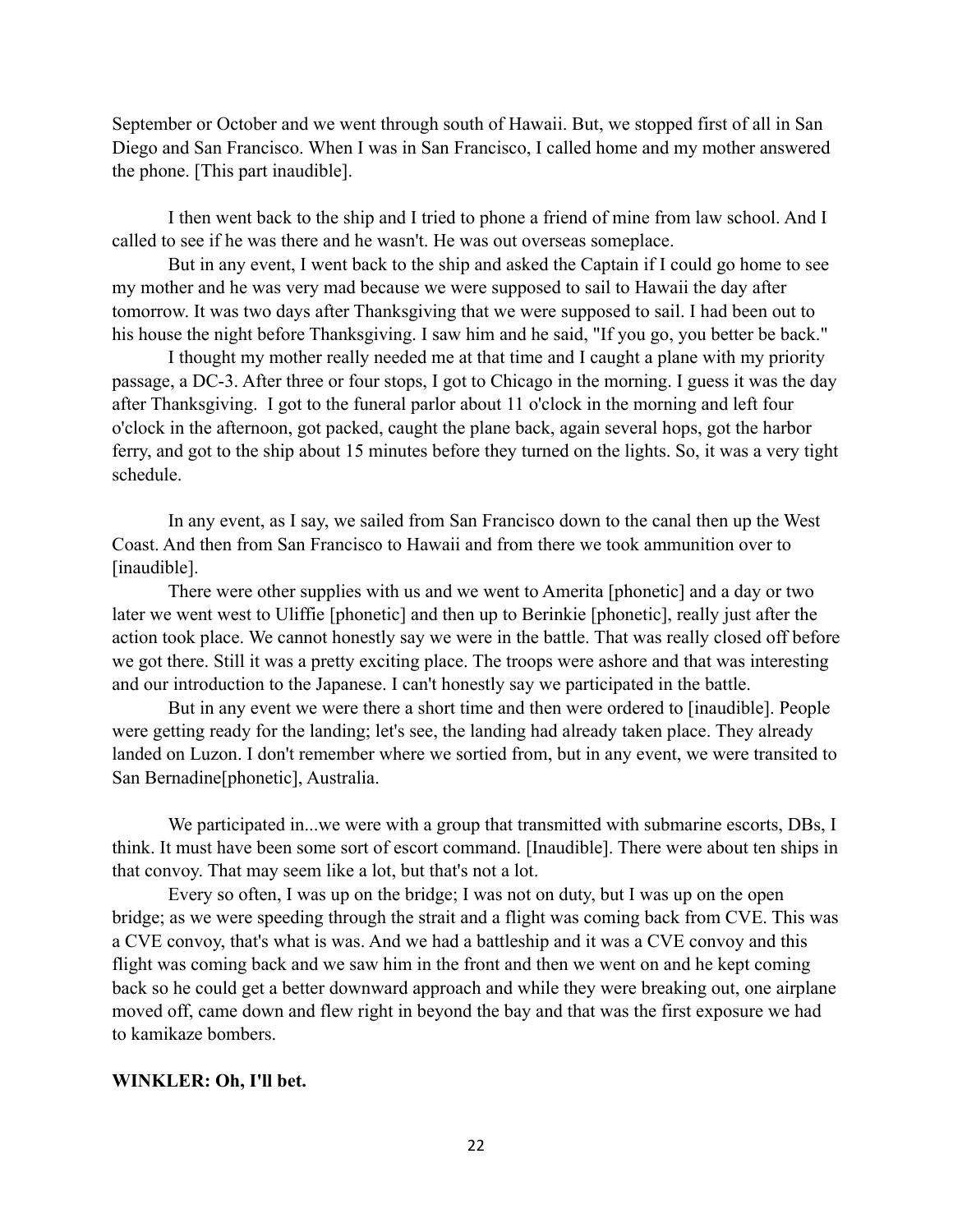September or October and we went through south of Hawaii. But, we stopped first of all in San Diego and San Francisco. When I was in San Francisco, I called home and my mother answered the phone. [This part inaudible].

I then went back to the ship and I tried to phone a friend of mine from law school. And I called to see if he was there and he wasn't. He was out overseas someplace.

But in any event, I went back to the ship and asked the Captain if I could go home to see my mother and he was very mad because we were supposed to sail to Hawaii the day after tomorrow. It was two days after Thanksgiving that we were supposed to sail. I had been out to his house the night before Thanksgiving. I saw him and he said, "If you go, you better be back."

I thought my mother really needed me at that time and I caught a plane with my priority passage, a DC-3. After three or four stops, I got to Chicago in the morning. I guess it was the day after Thanksgiving. I got to the funeral parlor about 11 o'clock in the morning and left four o'clock in the afternoon, got packed, caught the plane back, again several hops, got the harbor ferry, and got to the ship about 15 minutes before they turned on the lights. So, it was a very tight schedule.

In any event, as I say, we sailed from San Francisco down to the canal then up the West Coast. And then from San Francisco to Hawaii and from there we took ammunition over to [inaudible].

There were other supplies with us and we went to Amerita [phonetic] and a day or two later we went west to Uliffie [phonetic] and then up to Berinkie [phonetic], really just after the action took place. We cannot honestly say we were in the battle. That was really closed off before we got there. Still it was a pretty exciting place. The troops were ashore and that was interesting and our introduction to the Japanese. I can't honestly say we participated in the battle.

But in any event we were there a short time and then were ordered to [inaudible]. People were getting ready for the landing; let's see, the landing had already taken place. They already landed on Luzon. I don't remember where we sortied from, but in any event, we were transited to San Bernadine[phonetic], Australia.

We participated in...we were with a group that transmitted with submarine escorts, DBs, I think. It must have been some sort of escort command. [Inaudible]. There were about ten ships in that convoy. That may seem like a lot, but that's not a lot.

Every so often, I was up on the bridge; I was not on duty, but I was up on the open bridge; as we were speeding through the strait and a flight was coming back from CVE. This was a CVE convoy, that's what is was. And we had a battleship and it was a CVE convoy and this flight was coming back and we saw him in the front and then we went on and he kept coming back so he could get a better downward approach and while they were breaking out, one airplane moved off, came down and flew right in beyond the bay and that was the first exposure we had to kamikaze bombers.

**WINKLER: Oh, I'll bet.**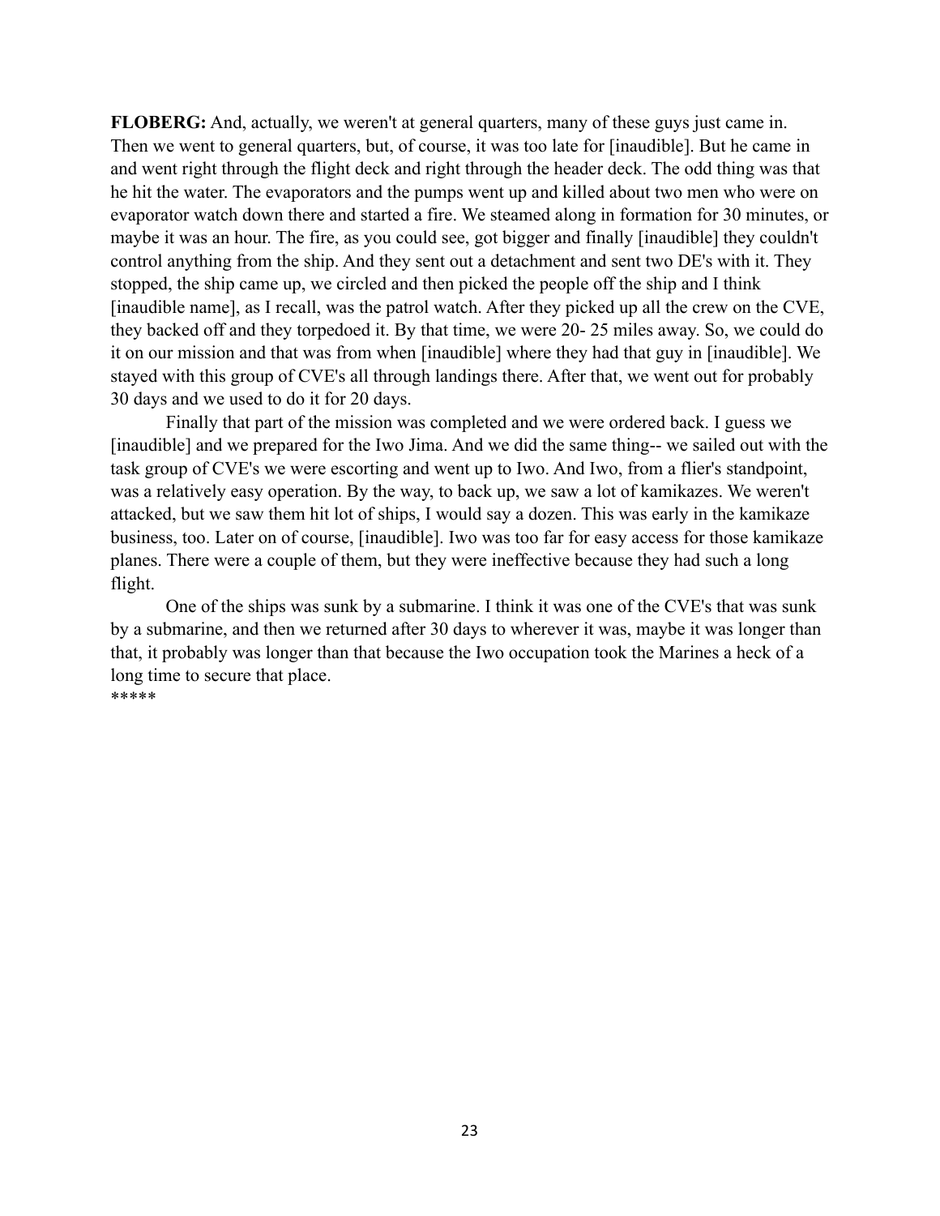**FLOBERG:** And, actually, we weren't at general quarters, many of these guys just came in. Then we went to general quarters, but, of course, it was too late for [inaudible]. But he came in and went right through the flight deck and right through the header deck. The odd thing was that he hit the water. The evaporators and the pumps went up and killed about two men who were on evaporator watch down there and started a fire. We steamed along in formation for 30 minutes, or maybe it was an hour. The fire, as you could see, got bigger and finally [inaudible] they couldn't control anything from the ship. And they sent out a detachment and sent two DE's with it. They stopped, the ship came up, we circled and then picked the people off the ship and I think [inaudible name], as I recall, was the patrol watch. After they picked up all the crew on the CVE, they backed off and they torpedoed it. By that time, we were 20- 25 miles away. So, we could do it on our mission and that was from when [inaudible] where they had that guy in [inaudible]. We stayed with this group of CVE's all through landings there. After that, we went out for probably 30 days and we used to do it for 20 days.

Finally that part of the mission was completed and we were ordered back. I guess we [inaudible] and we prepared for the Iwo Jima. And we did the same thing-- we sailed out with the task group of CVE's we were escorting and went up to Iwo. And Iwo, from a flier's standpoint, was a relatively easy operation. By the way, to back up, we saw a lot of kamikazes. We weren't attacked, but we saw them hit lot of ships, I would say a dozen. This was early in the kamikaze business, too. Later on of course, [inaudible]. Iwo was too far for easy access for those kamikaze planes. There were a couple of them, but they were ineffective because they had such a long flight.

One of the ships was sunk by a submarine. I think it was one of the CVE's that was sunk by a submarine, and then we returned after 30 days to wherever it was, maybe it was longer than that, it probably was longer than that because the Iwo occupation took the Marines a heck of a long time to secure that place.

*****